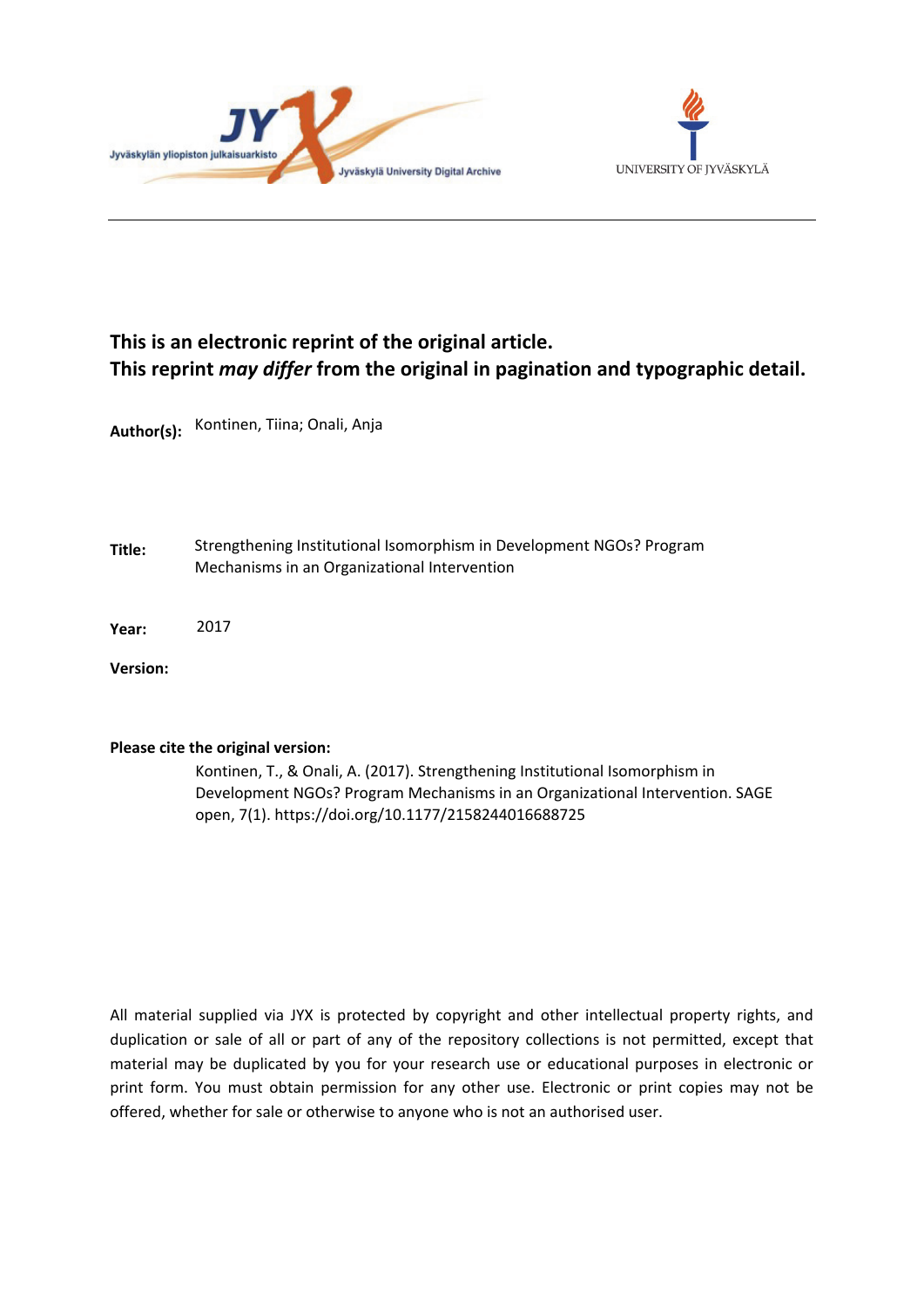**This is an electronic reprint of the original article.**
**This reprint *may differ* from the original in pagination and typographic detail.**

**Author(s):** Kontinen, Tiina; Onali, Anja

**Title:** Strengthening Institutional Isomorphism in Development NGOs? Program Mechanisms in an Organizational Intervention

**Year:** 2017

**Version:**

**Please cite the original version:**

Kontinen, T., & Onali, A. (2017). Strengthening Institutional Isomorphism in Development NGOs? Program Mechanisms in an Organizational Intervention. SAGE open, 7(1). https://doi.org/10.1177/2158244016688725

All material supplied via JYX is protected by copyright and other intellectual property rights, and duplication or sale of all or part of any of the repository collections is not permitted, except that material may be duplicated by you for your research use or educational purposes in electronic or print form. You must obtain permission for any other use. Electronic or print copies may not be offered, whether for sale or otherwise to anyone who is not an authorised user.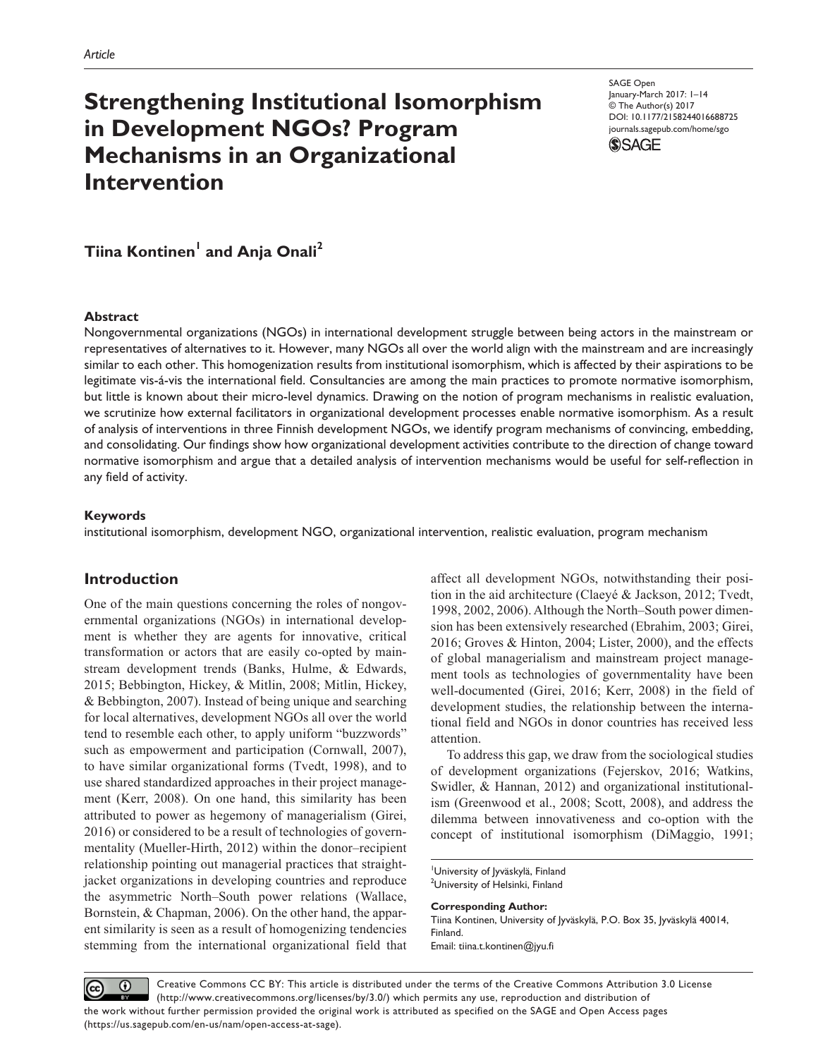Article

# Strengthening Institutional Isomorphism in Development NGOs? Program Mechanisms in an Organizational Intervention

SAGE Open
January-March 2017: 1–14
© The Author(s) 2017
DOI: 10.1177/2158244016688725
journals.sagepub.com/home/sgo

**Tiina Kontinen[1] and Anja Onali[2]**

## Abstract

Nongovernmental organizations (NGOs) in international development struggle between being actors in the mainstream or representatives of alternatives to it. However, many NGOs all over the world align with the mainstream and are increasingly similar to each other. This homogenization results from institutional isomorphism, which is affected by their aspirations to be legitimate vis-á-vis the international field. Consultancies are among the main practices to promote normative isomorphism, but little is known about their micro-level dynamics. Drawing on the notion of program mechanisms in realistic evaluation, we scrutinize how external facilitators in organizational development processes enable normative isomorphism. As a result of analysis of interventions in three Finnish development NGOs, we identify program mechanisms of convincing, embedding, and consolidating. Our findings show how organizational development activities contribute to the direction of change toward normative isomorphism and argue that a detailed analysis of intervention mechanisms would be useful for self-reflection in any field of activity.

## Keywords

institutional isomorphism, development NGO, organizational intervention, realistic evaluation, program mechanism

## Introduction

One of the main questions concerning the roles of nongovernmental organizations (NGOs) in international development is whether they are agents for innovative, critical transformation or actors that are easily co-opted by mainstream development trends (Banks, Hulme, & Edwards, 2015; Bebbington, Hickey, & Mitlin, 2008; Mitlin, Hickey, & Bebbington, 2007). Instead of being unique and searching for local alternatives, development NGOs all over the world tend to resemble each other, to apply uniform "buzzwords" such as empowerment and participation (Cornwall, 2007), to have similar organizational forms (Tvedt, 1998), and to use shared standardized approaches in their project management (Kerr, 2008). On one hand, this similarity has been attributed to power as hegemony of managerialism (Girei, 2016) or considered to be a result of technologies of governmentality (Mueller-Hirth, 2012) within the donor–recipient relationship pointing out managerial practices that straightjacket organizations in developing countries and reproduce the asymmetric North–South power relations (Wallace, Bornstein, & Chapman, 2006). On the other hand, the apparent similarity is seen as a result of homogenizing tendencies stemming from the international organizational field that affect all development NGOs, notwithstanding their position in the aid architecture (Claeyé & Jackson, 2012; Tvedt, 1998, 2002, 2006). Although the North–South power dimension has been extensively researched (Ebrahim, 2003; Girei, 2016; Groves & Hinton, 2004; Lister, 2000), and the effects of global managerialism and mainstream project management tools as technologies of governmentality have been well-documented (Girei, 2016; Kerr, 2008) in the field of development studies, the relationship between the international field and NGOs in donor countries has received less attention.

To address this gap, we draw from the sociological studies of development organizations (Fejerskov, 2016; Watkins, Swidler, & Hannan, 2012) and organizational institutionalism (Greenwood et al., 2008; Scott, 2008), and address the dilemma between innovativeness and co-option with the concept of institutional isomorphism (DiMaggio, 1991;

[1]University of Jyväskylä, Finland
[2]University of Helsinki, Finland

**Corresponding Author:**
Tiina Kontinen, University of Jyväskylä, P.O. Box 35, Jyväskylä 40014, Finland.
Email: tiina.t.kontinen@jyu.fi

Creative Commons CC BY: This article is distributed under the terms of the Creative Commons Attribution 3.0 License (http://www.creativecommons.org/licenses/by/3.0/) which permits any use, reproduction and distribution of the work without further permission provided the original work is attributed as specified on the SAGE and Open Access pages (https://us.sagepub.com/en-us/nam/open-access-at-sage).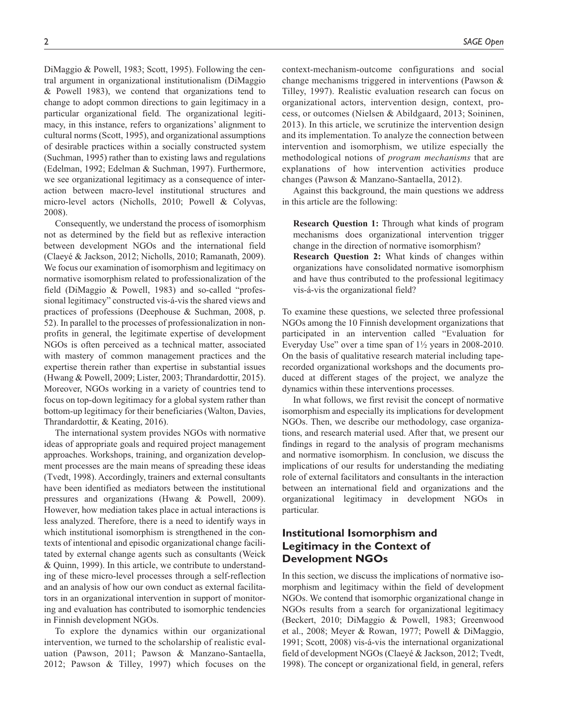DiMaggio & Powell, 1983; Scott, 1995). Following the central argument in organizational institutionalism (DiMaggio & Powell 1983), we contend that organizations tend to change to adopt common directions to gain legitimacy in a particular organizational field. The organizational legitimacy, in this instance, refers to organizations' alignment to cultural norms (Scott, 1995), and organizational assumptions of desirable practices within a socially constructed system (Suchman, 1995) rather than to existing laws and regulations (Edelman, 1992; Edelman & Suchman, 1997). Furthermore, we see organizational legitimacy as a consequence of interaction between macro-level institutional structures and micro-level actors (Nicholls, 2010; Powell & Colyvas, 2008).

Consequently, we understand the process of isomorphism not as determined by the field but as reflexive interaction between development NGOs and the international field (Claeyé & Jackson, 2012; Nicholls, 2010; Ramanath, 2009). We focus our examination of isomorphism and legitimacy on normative isomorphism related to professionalization of the field (DiMaggio & Powell, 1983) and so-called "professional legitimacy" constructed vis-á-vis the shared views and practices of professions (Deephouse & Suchman, 2008, p. 52). In parallel to the processes of professionalization in nonprofits in general, the legitimate expertise of development NGOs is often perceived as a technical matter, associated with mastery of common management practices and the expertise therein rather than expertise in substantial issues (Hwang & Powell, 2009; Lister, 2003; Thrandardottir, 2015). Moreover, NGOs working in a variety of countries tend to focus on top-down legitimacy for a global system rather than bottom-up legitimacy for their beneficiaries (Walton, Davies, Thrandardottir, & Keating, 2016).

The international system provides NGOs with normative ideas of appropriate goals and required project management approaches. Workshops, training, and organization development processes are the main means of spreading these ideas (Tvedt, 1998). Accordingly, trainers and external consultants have been identified as mediators between the institutional pressures and organizations (Hwang & Powell, 2009). However, how mediation takes place in actual interactions is less analyzed. Therefore, there is a need to identify ways in which institutional isomorphism is strengthened in the contexts of intentional and episodic organizational change facilitated by external change agents such as consultants (Weick & Quinn, 1999). In this article, we contribute to understanding of these micro-level processes through a self-reflection and an analysis of how our own conduct as external facilitators in an organizational intervention in support of monitoring and evaluation has contributed to isomorphic tendencies in Finnish development NGOs.

To explore the dynamics within our organizational intervention, we turned to the scholarship of realistic evaluation (Pawson, 2011; Pawson & Manzano-Santaella, 2012; Pawson & Tilley, 1997) which focuses on the context-mechanism-outcome configurations and social change mechanisms triggered in interventions (Pawson & Tilley, 1997). Realistic evaluation research can focus on organizational actors, intervention design, context, process, or outcomes (Nielsen & Abildgaard, 2013; Soininen, 2013). In this article, we scrutinize the intervention design and its implementation. To analyze the connection between intervention and isomorphism, we utilize especially the methodological notions of *program mechanisms* that are explanations of how intervention activities produce changes (Pawson & Manzano-Santaella, 2012).

Against this background, the main questions we address in this article are the following:

> **Research Question 1:** Through what kinds of program mechanisms does organizational intervention trigger change in the direction of normative isomorphism?
>
> **Research Question 2:** What kinds of changes within organizations have consolidated normative isomorphism and have thus contributed to the professional legitimacy vis-á-vis the organizational field?

To examine these questions, we selected three professional NGOs among the 10 Finnish development organizations that participated in an intervention called "Evaluation for Everyday Use" over a time span of 1½ years in 2008-2010. On the basis of qualitative research material including tape-recorded organizational workshops and the documents produced at different stages of the project, we analyze the dynamics within these interventions processes.

In what follows, we first revisit the concept of normative isomorphism and especially its implications for development NGOs. Then, we describe our methodology, case organizations, and research material used. After that, we present our findings in regard to the analysis of program mechanisms and normative isomorphism. In conclusion, we discuss the implications of our results for understanding the mediating role of external facilitators and consultants in the interaction between an international field and organizations and the organizational legitimacy in development NGOs in particular.

## Institutional Isomorphism and Legitimacy in the Context of Development NGOs

In this section, we discuss the implications of normative isomorphism and legitimacy within the field of development NGOs. We contend that isomorphic organizational change in NGOs results from a search for organizational legitimacy (Beckert, 2010; DiMaggio & Powell, 1983; Greenwood et al., 2008; Meyer & Rowan, 1977; Powell & DiMaggio, 1991; Scott, 2008) vis-á-vis the international organizational field of development NGOs (Claeyé & Jackson, 2012; Tvedt, 1998). The concept or organizational field, in general, refers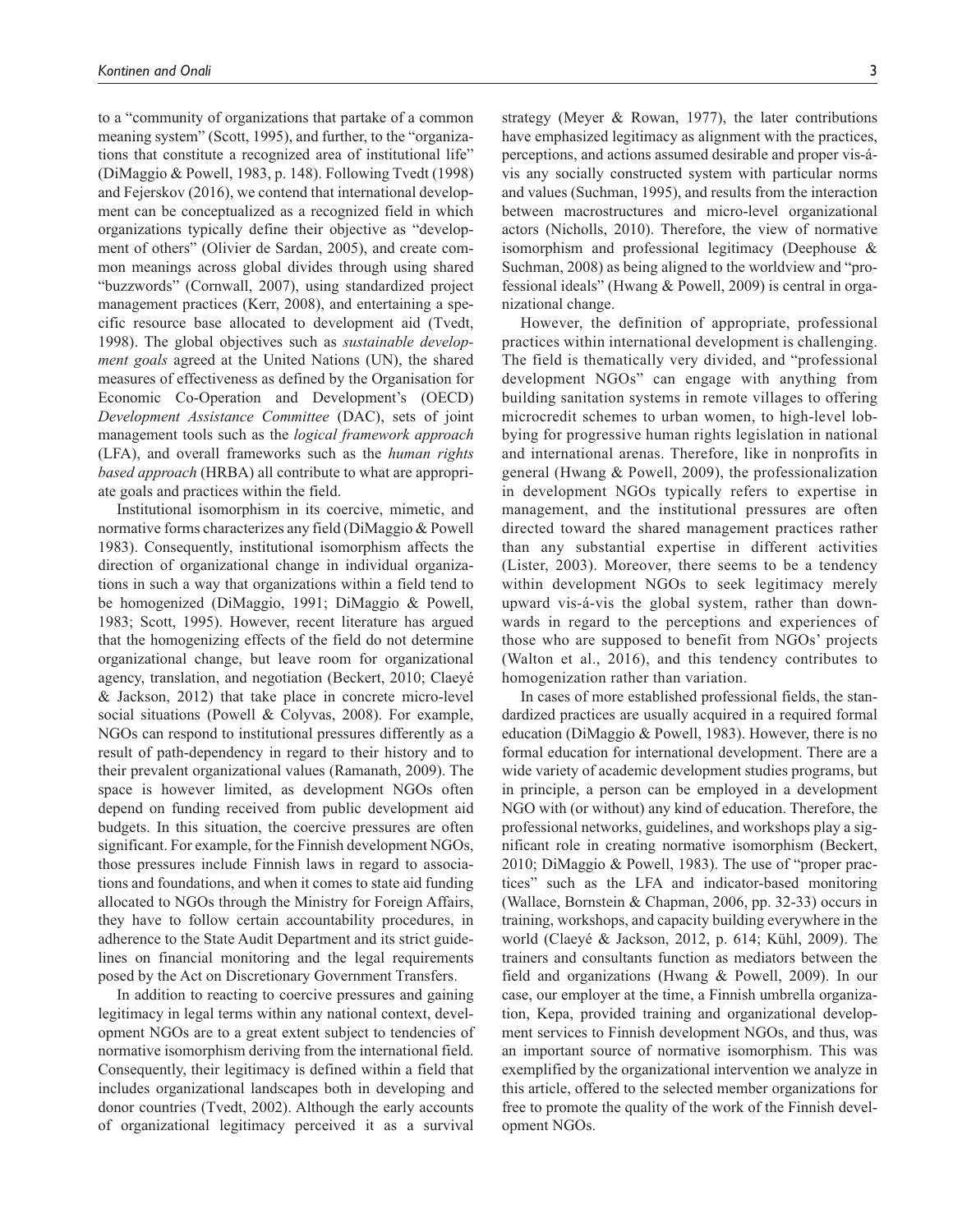to a "community of organizations that partake of a common meaning system" (Scott, 1995), and further, to the "organizations that constitute a recognized area of institutional life" (DiMaggio & Powell, 1983, p. 148). Following Tvedt (1998) and Fejerskov (2016), we contend that international development can be conceptualized as a recognized field in which organizations typically define their objective as "development of others" (Olivier de Sardan, 2005), and create common meanings across global divides through using shared "buzzwords" (Cornwall, 2007), using standardized project management practices (Kerr, 2008), and entertaining a specific resource base allocated to development aid (Tvedt, 1998). The global objectives such as *sustainable development goals* agreed at the United Nations (UN), the shared measures of effectiveness as defined by the Organisation for Economic Co-Operation and Development's (OECD) *Development Assistance Committee* (DAC), sets of joint management tools such as the *logical framework approach* (LFA), and overall frameworks such as the *human rights based approach* (HRBA) all contribute to what are appropriate goals and practices within the field.

Institutional isomorphism in its coercive, mimetic, and normative forms characterizes any field (DiMaggio & Powell 1983). Consequently, institutional isomorphism affects the direction of organizational change in individual organizations in such a way that organizations within a field tend to be homogenized (DiMaggio, 1991; DiMaggio & Powell, 1983; Scott, 1995). However, recent literature has argued that the homogenizing effects of the field do not determine organizational change, but leave room for organizational agency, translation, and negotiation (Beckert, 2010; Claeyé & Jackson, 2012) that take place in concrete micro-level social situations (Powell & Colyvas, 2008). For example, NGOs can respond to institutional pressures differently as a result of path-dependency in regard to their history and to their prevalent organizational values (Ramanath, 2009). The space is however limited, as development NGOs often depend on funding received from public development aid budgets. In this situation, the coercive pressures are often significant. For example, for the Finnish development NGOs, those pressures include Finnish laws in regard to associations and foundations, and when it comes to state aid funding allocated to NGOs through the Ministry for Foreign Affairs, they have to follow certain accountability procedures, in adherence to the State Audit Department and its strict guidelines on financial monitoring and the legal requirements posed by the Act on Discretionary Government Transfers.

In addition to reacting to coercive pressures and gaining legitimacy in legal terms within any national context, development NGOs are to a great extent subject to tendencies of normative isomorphism deriving from the international field. Consequently, their legitimacy is defined within a field that includes organizational landscapes both in developing and donor countries (Tvedt, 2002). Although the early accounts of organizational legitimacy perceived it as a survival strategy (Meyer & Rowan, 1977), the later contributions have emphasized legitimacy as alignment with the practices, perceptions, and actions assumed desirable and proper vis-á-vis any socially constructed system with particular norms and values (Suchman, 1995), and results from the interaction between macrostructures and micro-level organizational actors (Nicholls, 2010). Therefore, the view of normative isomorphism and professional legitimacy (Deephouse & Suchman, 2008) as being aligned to the worldview and "professional ideals" (Hwang & Powell, 2009) is central in organizational change.

However, the definition of appropriate, professional practices within international development is challenging. The field is thematically very divided, and "professional development NGOs" can engage with anything from building sanitation systems in remote villages to offering microcredit schemes to urban women, to high-level lobbying for progressive human rights legislation in national and international arenas. Therefore, like in nonprofits in general (Hwang & Powell, 2009), the professionalization in development NGOs typically refers to expertise in management, and the institutional pressures are often directed toward the shared management practices rather than any substantial expertise in different activities (Lister, 2003). Moreover, there seems to be a tendency within development NGOs to seek legitimacy merely upward vis-á-vis the global system, rather than downwards in regard to the perceptions and experiences of those who are supposed to benefit from NGOs' projects (Walton et al., 2016), and this tendency contributes to homogenization rather than variation.

In cases of more established professional fields, the standardized practices are usually acquired in a required formal education (DiMaggio & Powell, 1983). However, there is no formal education for international development. There are a wide variety of academic development studies programs, but in principle, a person can be employed in a development NGO with (or without) any kind of education. Therefore, the professional networks, guidelines, and workshops play a significant role in creating normative isomorphism (Beckert, 2010; DiMaggio & Powell, 1983). The use of "proper practices" such as the LFA and indicator-based monitoring (Wallace, Bornstein & Chapman, 2006, pp. 32-33) occurs in training, workshops, and capacity building everywhere in the world (Claeyé & Jackson, 2012, p. 614; Kühl, 2009). The trainers and consultants function as mediators between the field and organizations (Hwang & Powell, 2009). In our case, our employer at the time, a Finnish umbrella organization, Kepa, provided training and organizational development services to Finnish development NGOs, and thus, was an important source of normative isomorphism. This was exemplified by the organizational intervention we analyze in this article, offered to the selected member organizations for free to promote the quality of the work of the Finnish development NGOs.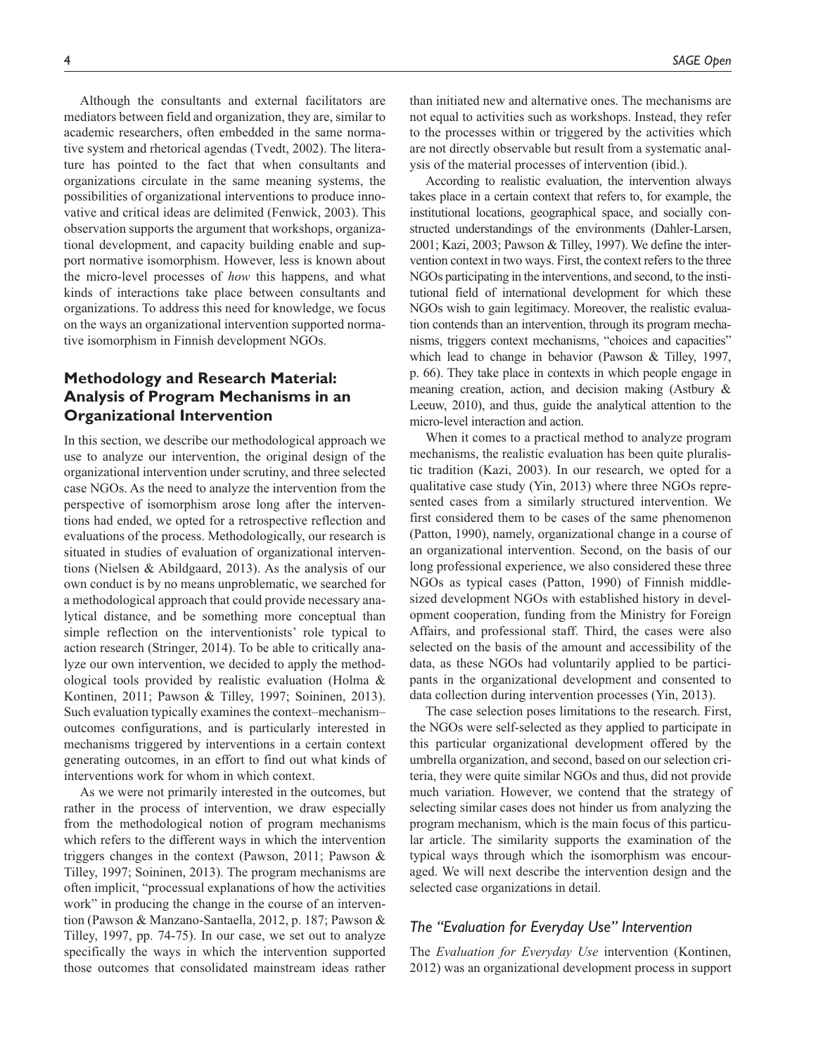Although the consultants and external facilitators are mediators between field and organization, they are, similar to academic researchers, often embedded in the same normative system and rhetorical agendas (Tvedt, 2002). The literature has pointed to the fact that when consultants and organizations circulate in the same meaning systems, the possibilities of organizational interventions to produce innovative and critical ideas are delimited (Fenwick, 2003). This observation supports the argument that workshops, organizational development, and capacity building enable and support normative isomorphism. However, less is known about the micro-level processes of *how* this happens, and what kinds of interactions take place between consultants and organizations. To address this need for knowledge, we focus on the ways an organizational intervention supported normative isomorphism in Finnish development NGOs.

## Methodology and Research Material: Analysis of Program Mechanisms in an Organizational Intervention

In this section, we describe our methodological approach we use to analyze our intervention, the original design of the organizational intervention under scrutiny, and three selected case NGOs. As the need to analyze the intervention from the perspective of isomorphism arose long after the interventions had ended, we opted for a retrospective reflection and evaluations of the process. Methodologically, our research is situated in studies of evaluation of organizational interventions (Nielsen & Abildgaard, 2013). As the analysis of our own conduct is by no means unproblematic, we searched for a methodological approach that could provide necessary analytical distance, and be something more conceptual than simple reflection on the interventionists' role typical to action research (Stringer, 2014). To be able to critically analyze our own intervention, we decided to apply the methodological tools provided by realistic evaluation (Holma & Kontinen, 2011; Pawson & Tilley, 1997; Soininen, 2013). Such evaluation typically examines the context–mechanism–outcomes configurations, and is particularly interested in mechanisms triggered by interventions in a certain context generating outcomes, in an effort to find out what kinds of interventions work for whom in which context.

As we were not primarily interested in the outcomes, but rather in the process of intervention, we draw especially from the methodological notion of program mechanisms which refers to the different ways in which the intervention triggers changes in the context (Pawson, 2011; Pawson & Tilley, 1997; Soininen, 2013). The program mechanisms are often implicit, "processual explanations of how the activities work" in producing the change in the course of an intervention (Pawson & Manzano-Santaella, 2012, p. 187; Pawson & Tilley, 1997, pp. 74-75). In our case, we set out to analyze specifically the ways in which the intervention supported those outcomes that consolidated mainstream ideas rather than initiated new and alternative ones. The mechanisms are not equal to activities such as workshops. Instead, they refer to the processes within or triggered by the activities which are not directly observable but result from a systematic analysis of the material processes of intervention (ibid.).

According to realistic evaluation, the intervention always takes place in a certain context that refers to, for example, the institutional locations, geographical space, and socially constructed understandings of the environments (Dahler-Larsen, 2001; Kazi, 2003; Pawson & Tilley, 1997). We define the intervention context in two ways. First, the context refers to the three NGOs participating in the interventions, and second, to the institutional field of international development for which these NGOs wish to gain legitimacy. Moreover, the realistic evaluation contends than an intervention, through its program mechanisms, triggers context mechanisms, "choices and capacities" which lead to change in behavior (Pawson & Tilley, 1997, p. 66). They take place in contexts in which people engage in meaning creation, action, and decision making (Astbury & Leeuw, 2010), and thus, guide the analytical attention to the micro-level interaction and action.

When it comes to a practical method to analyze program mechanisms, the realistic evaluation has been quite pluralistic tradition (Kazi, 2003). In our research, we opted for a qualitative case study (Yin, 2013) where three NGOs represented cases from a similarly structured intervention. We first considered them to be cases of the same phenomenon (Patton, 1990), namely, organizational change in a course of an organizational intervention. Second, on the basis of our long professional experience, we also considered these three NGOs as typical cases (Patton, 1990) of Finnish middle-sized development NGOs with established history in development cooperation, funding from the Ministry for Foreign Affairs, and professional staff. Third, the cases were also selected on the basis of the amount and accessibility of the data, as these NGOs had voluntarily applied to be participants in the organizational development and consented to data collection during intervention processes (Yin, 2013).

The case selection poses limitations to the research. First, the NGOs were self-selected as they applied to participate in this particular organizational development offered by the umbrella organization, and second, based on our selection criteria, they were quite similar NGOs and thus, did not provide much variation. However, we contend that the strategy of selecting similar cases does not hinder us from analyzing the program mechanism, which is the main focus of this particular article. The similarity supports the examination of the typical ways through which the isomorphism was encouraged. We will next describe the intervention design and the selected case organizations in detail.

### The "Evaluation for Everyday Use" Intervention

The *Evaluation for Everyday Use* intervention (Kontinen, 2012) was an organizational development process in support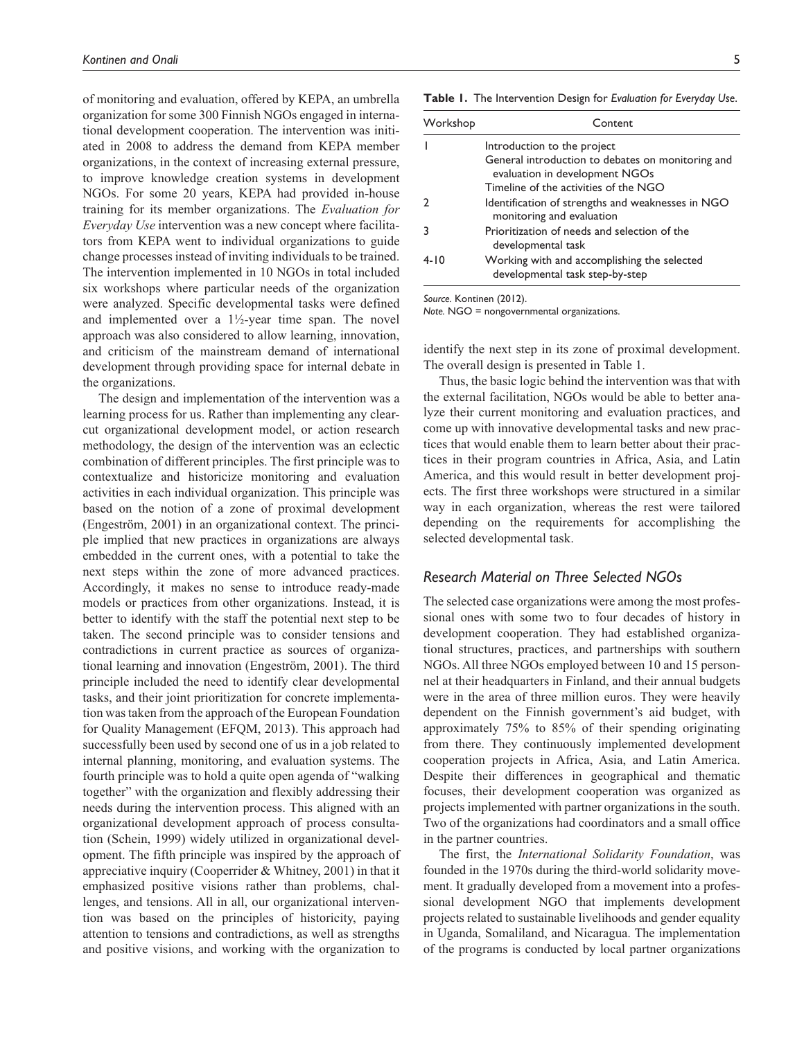of monitoring and evaluation, offered by KEPA, an umbrella organization for some 300 Finnish NGOs engaged in international development cooperation. The intervention was initiated in 2008 to address the demand from KEPA member organizations, in the context of increasing external pressure, to improve knowledge creation systems in development NGOs. For some 20 years, KEPA had provided in-house training for its member organizations. The *Evaluation for Everyday Use* intervention was a new concept where facilitators from KEPA went to individual organizations to guide change processes instead of inviting individuals to be trained. The intervention implemented in 10 NGOs in total included six workshops where particular needs of the organization were analyzed. Specific developmental tasks were defined and implemented over a 1½-year time span. The novel approach was also considered to allow learning, innovation, and criticism of the mainstream demand of international development through providing space for internal debate in the organizations.

The design and implementation of the intervention was a learning process for us. Rather than implementing any clear-cut organizational development model, or action research methodology, the design of the intervention was an eclectic combination of different principles. The first principle was to contextualize and historicize monitoring and evaluation activities in each individual organization. This principle was based on the notion of a zone of proximal development (Engeström, 2001) in an organizational context. The principle implied that new practices in organizations are always embedded in the current ones, with a potential to take the next steps within the zone of more advanced practices. Accordingly, it makes no sense to introduce ready-made models or practices from other organizations. Instead, it is better to identify with the staff the potential next step to be taken. The second principle was to consider tensions and contradictions in current practice as sources of organizational learning and innovation (Engeström, 2001). The third principle included the need to identify clear developmental tasks, and their joint prioritization for concrete implementation was taken from the approach of the European Foundation for Quality Management (EFQM, 2013). This approach had successfully been used by second one of us in a job related to internal planning, monitoring, and evaluation systems. The fourth principle was to hold a quite open agenda of "walking together" with the organization and flexibly addressing their needs during the intervention process. This aligned with an organizational development approach of process consultation (Schein, 1999) widely utilized in organizational development. The fifth principle was inspired by the approach of appreciative inquiry (Cooperrider & Whitney, 2001) in that it emphasized positive visions rather than problems, challenges, and tensions. All in all, our organizational intervention was based on the principles of historicity, paying attention to tensions and contradictions, as well as strengths and positive visions, and working with the organization to identify the next step in its zone of proximal development. The overall design is presented in Table 1.

**Table 1.** The Intervention Design for *Evaluation for Everyday Use*.

| Workshop | Content |
|---|---|
| 1 | Introduction to the project<br>General introduction to debates on monitoring and evaluation in development NGOs<br>Timeline of the activities of the NGO |
| 2 | Identification of strengths and weaknesses in NGO monitoring and evaluation |
| 3 | Prioritization of needs and selection of the developmental task |
| 4-10 | Working with and accomplishing the selected developmental task step-by-step |

*Source.* Kontinen (2012).
*Note.* NGO = nongovernmental organizations.

Thus, the basic logic behind the intervention was that with the external facilitation, NGOs would be able to better analyze their current monitoring and evaluation practices, and come up with innovative developmental tasks and new practices that would enable them to learn better about their practices in their program countries in Africa, Asia, and Latin America, and this would result in better development projects. The first three workshops were structured in a similar way in each organization, whereas the rest were tailored depending on the requirements for accomplishing the selected developmental task.

### *Research Material on Three Selected NGOs*

The selected case organizations were among the most professional ones with some two to four decades of history in development cooperation. They had established organizational structures, practices, and partnerships with southern NGOs. All three NGOs employed between 10 and 15 personnel at their headquarters in Finland, and their annual budgets were in the area of three million euros. They were heavily dependent on the Finnish government's aid budget, with approximately 75% to 85% of their spending originating from there. They continuously implemented development cooperation projects in Africa, Asia, and Latin America. Despite their differences in geographical and thematic focuses, their development cooperation was organized as projects implemented with partner organizations in the south. Two of the organizations had coordinators and a small office in the partner countries.

The first, the *International Solidarity Foundation*, was founded in the 1970s during the third-world solidarity movement. It gradually developed from a movement into a professional development NGO that implements development projects related to sustainable livelihoods and gender equality in Uganda, Somaliland, and Nicaragua. The implementation of the programs is conducted by local partner organizations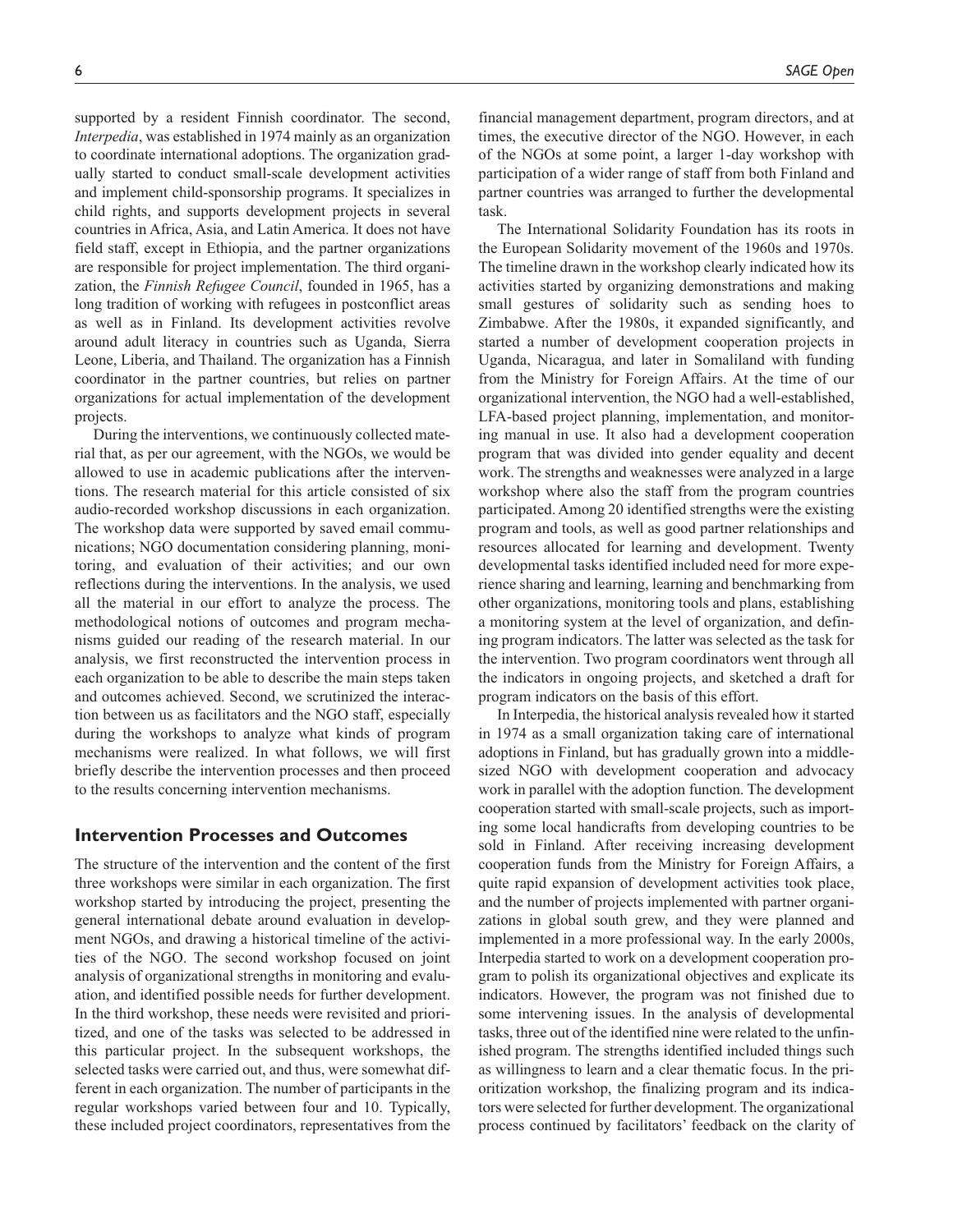supported by a resident Finnish coordinator. The second, *Interpedia*, was established in 1974 mainly as an organization to coordinate international adoptions. The organization gradually started to conduct small-scale development activities and implement child-sponsorship programs. It specializes in child rights, and supports development projects in several countries in Africa, Asia, and Latin America. It does not have field staff, except in Ethiopia, and the partner organizations are responsible for project implementation. The third organization, the *Finnish Refugee Council*, founded in 1965, has a long tradition of working with refugees in postconflict areas as well as in Finland. Its development activities revolve around adult literacy in countries such as Uganda, Sierra Leone, Liberia, and Thailand. The organization has a Finnish coordinator in the partner countries, but relies on partner organizations for actual implementation of the development projects.

During the interventions, we continuously collected material that, as per our agreement, with the NGOs, we would be allowed to use in academic publications after the interventions. The research material for this article consisted of six audio-recorded workshop discussions in each organization. The workshop data were supported by saved email communications; NGO documentation considering planning, monitoring, and evaluation of their activities; and our own reflections during the interventions. In the analysis, we used all the material in our effort to analyze the process. The methodological notions of outcomes and program mechanisms guided our reading of the research material. In our analysis, we first reconstructed the intervention process in each organization to be able to describe the main steps taken and outcomes achieved. Second, we scrutinized the interaction between us as facilitators and the NGO staff, especially during the workshops to analyze what kinds of program mechanisms were realized. In what follows, we will first briefly describe the intervention processes and then proceed to the results concerning intervention mechanisms.

## Intervention Processes and Outcomes

The structure of the intervention and the content of the first three workshops were similar in each organization. The first workshop started by introducing the project, presenting the general international debate around evaluation in development NGOs, and drawing a historical timeline of the activities of the NGO. The second workshop focused on joint analysis of organizational strengths in monitoring and evaluation, and identified possible needs for further development. In the third workshop, these needs were revisited and prioritized, and one of the tasks was selected to be addressed in this particular project. In the subsequent workshops, the selected tasks were carried out, and thus, were somewhat different in each organization. The number of participants in the regular workshops varied between four and 10. Typically, these included project coordinators, representatives from the financial management department, program directors, and at times, the executive director of the NGO. However, in each of the NGOs at some point, a larger 1-day workshop with participation of a wider range of staff from both Finland and partner countries was arranged to further the developmental task.

The International Solidarity Foundation has its roots in the European Solidarity movement of the 1960s and 1970s. The timeline drawn in the workshop clearly indicated how its activities started by organizing demonstrations and making small gestures of solidarity such as sending hoes to Zimbabwe. After the 1980s, it expanded significantly, and started a number of development cooperation projects in Uganda, Nicaragua, and later in Somaliland with funding from the Ministry for Foreign Affairs. At the time of our organizational intervention, the NGO had a well-established, LFA-based project planning, implementation, and monitoring manual in use. It also had a development cooperation program that was divided into gender equality and decent work. The strengths and weaknesses were analyzed in a large workshop where also the staff from the program countries participated. Among 20 identified strengths were the existing program and tools, as well as good partner relationships and resources allocated for learning and development. Twenty developmental tasks identified included need for more experience sharing and learning, learning and benchmarking from other organizations, monitoring tools and plans, establishing a monitoring system at the level of organization, and defining program indicators. The latter was selected as the task for the intervention. Two program coordinators went through all the indicators in ongoing projects, and sketched a draft for program indicators on the basis of this effort.

In Interpedia, the historical analysis revealed how it started in 1974 as a small organization taking care of international adoptions in Finland, but has gradually grown into a middle-sized NGO with development cooperation and advocacy work in parallel with the adoption function. The development cooperation started with small-scale projects, such as importing some local handicrafts from developing countries to be sold in Finland. After receiving increasing development cooperation funds from the Ministry for Foreign Affairs, a quite rapid expansion of development activities took place, and the number of projects implemented with partner organizations in global south grew, and they were planned and implemented in a more professional way. In the early 2000s, Interpedia started to work on a development cooperation program to polish its organizational objectives and explicate its indicators. However, the program was not finished due to some intervening issues. In the analysis of developmental tasks, three out of the identified nine were related to the unfinished program. The strengths identified included things such as willingness to learn and a clear thematic focus. In the prioritization workshop, the finalizing program and its indicators were selected for further development. The organizational process continued by facilitators' feedback on the clarity of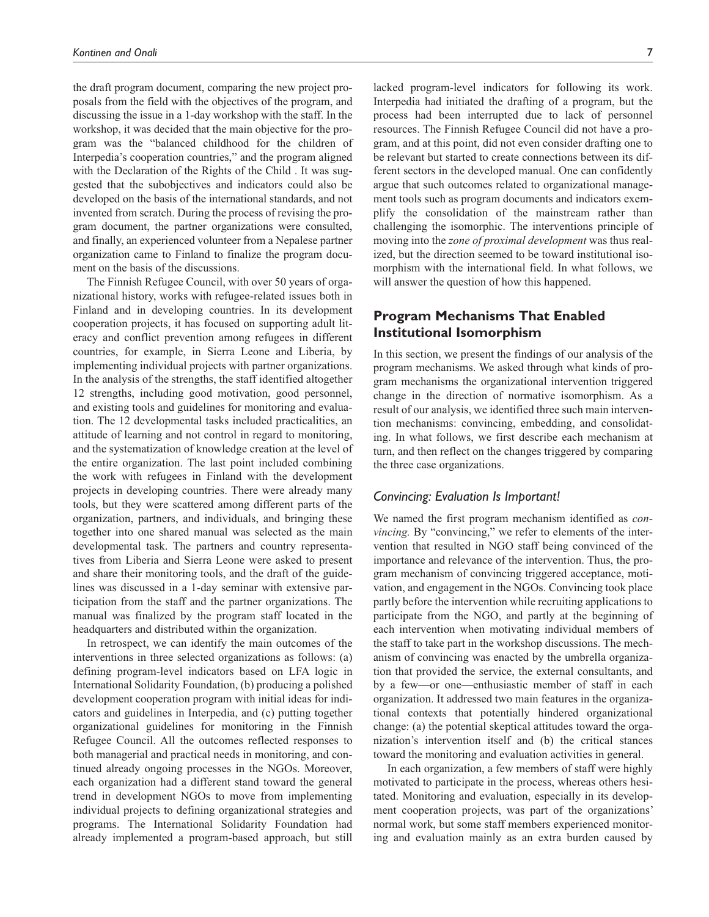the draft program document, comparing the new project proposals from the field with the objectives of the program, and discussing the issue in a 1-day workshop with the staff. In the workshop, it was decided that the main objective for the program was the "balanced childhood for the children of Interpedia's cooperation countries," and the program aligned with the Declaration of the Rights of the Child . It was suggested that the subobjectives and indicators could also be developed on the basis of the international standards, and not invented from scratch. During the process of revising the program document, the partner organizations were consulted, and finally, an experienced volunteer from a Nepalese partner organization came to Finland to finalize the program document on the basis of the discussions.

The Finnish Refugee Council, with over 50 years of organizational history, works with refugee-related issues both in Finland and in developing countries. In its development cooperation projects, it has focused on supporting adult literacy and conflict prevention among refugees in different countries, for example, in Sierra Leone and Liberia, by implementing individual projects with partner organizations. In the analysis of the strengths, the staff identified altogether 12 strengths, including good motivation, good personnel, and existing tools and guidelines for monitoring and evaluation. The 12 developmental tasks included practicalities, an attitude of learning and not control in regard to monitoring, and the systematization of knowledge creation at the level of the entire organization. The last point included combining the work with refugees in Finland with the development projects in developing countries. There were already many tools, but they were scattered among different parts of the organization, partners, and individuals, and bringing these together into one shared manual was selected as the main developmental task. The partners and country representatives from Liberia and Sierra Leone were asked to present and share their monitoring tools, and the draft of the guidelines was discussed in a 1-day seminar with extensive participation from the staff and the partner organizations. The manual was finalized by the program staff located in the headquarters and distributed within the organization.

In retrospect, we can identify the main outcomes of the interventions in three selected organizations as follows: (a) defining program-level indicators based on LFA logic in International Solidarity Foundation, (b) producing a polished development cooperation program with initial ideas for indicators and guidelines in Interpedia, and (c) putting together organizational guidelines for monitoring in the Finnish Refugee Council. All the outcomes reflected responses to both managerial and practical needs in monitoring, and continued already ongoing processes in the NGOs. Moreover, each organization had a different stand toward the general trend in development NGOs to move from implementing individual projects to defining organizational strategies and programs. The International Solidarity Foundation had already implemented a program-based approach, but still lacked program-level indicators for following its work. Interpedia had initiated the drafting of a program, but the process had been interrupted due to lack of personnel resources. The Finnish Refugee Council did not have a program, and at this point, did not even consider drafting one to be relevant but started to create connections between its different sectors in the developed manual. One can confidently argue that such outcomes related to organizational management tools such as program documents and indicators exemplify the consolidation of the mainstream rather than challenging the isomorphic. The interventions principle of moving into the *zone of proximal development* was thus realized, but the direction seemed to be toward institutional isomorphism with the international field. In what follows, we will answer the question of how this happened.

## Program Mechanisms That Enabled Institutional Isomorphism

In this section, we present the findings of our analysis of the program mechanisms. We asked through what kinds of program mechanisms the organizational intervention triggered change in the direction of normative isomorphism. As a result of our analysis, we identified three such main intervention mechanisms: convincing, embedding, and consolidating. In what follows, we first describe each mechanism at turn, and then reflect on the changes triggered by comparing the three case organizations.

### *Convincing: Evaluation Is Important!*

We named the first program mechanism identified as *convincing.* By "convincing," we refer to elements of the intervention that resulted in NGO staff being convinced of the importance and relevance of the intervention. Thus, the program mechanism of convincing triggered acceptance, motivation, and engagement in the NGOs. Convincing took place partly before the intervention while recruiting applications to participate from the NGO, and partly at the beginning of each intervention when motivating individual members of the staff to take part in the workshop discussions. The mechanism of convincing was enacted by the umbrella organization that provided the service, the external consultants, and by a few—or one—enthusiastic member of staff in each organization. It addressed two main features in the organizational contexts that potentially hindered organizational change: (a) the potential skeptical attitudes toward the organization's intervention itself and (b) the critical stances toward the monitoring and evaluation activities in general.

In each organization, a few members of staff were highly motivated to participate in the process, whereas others hesitated. Monitoring and evaluation, especially in its development cooperation projects, was part of the organizations' normal work, but some staff members experienced monitoring and evaluation mainly as an extra burden caused by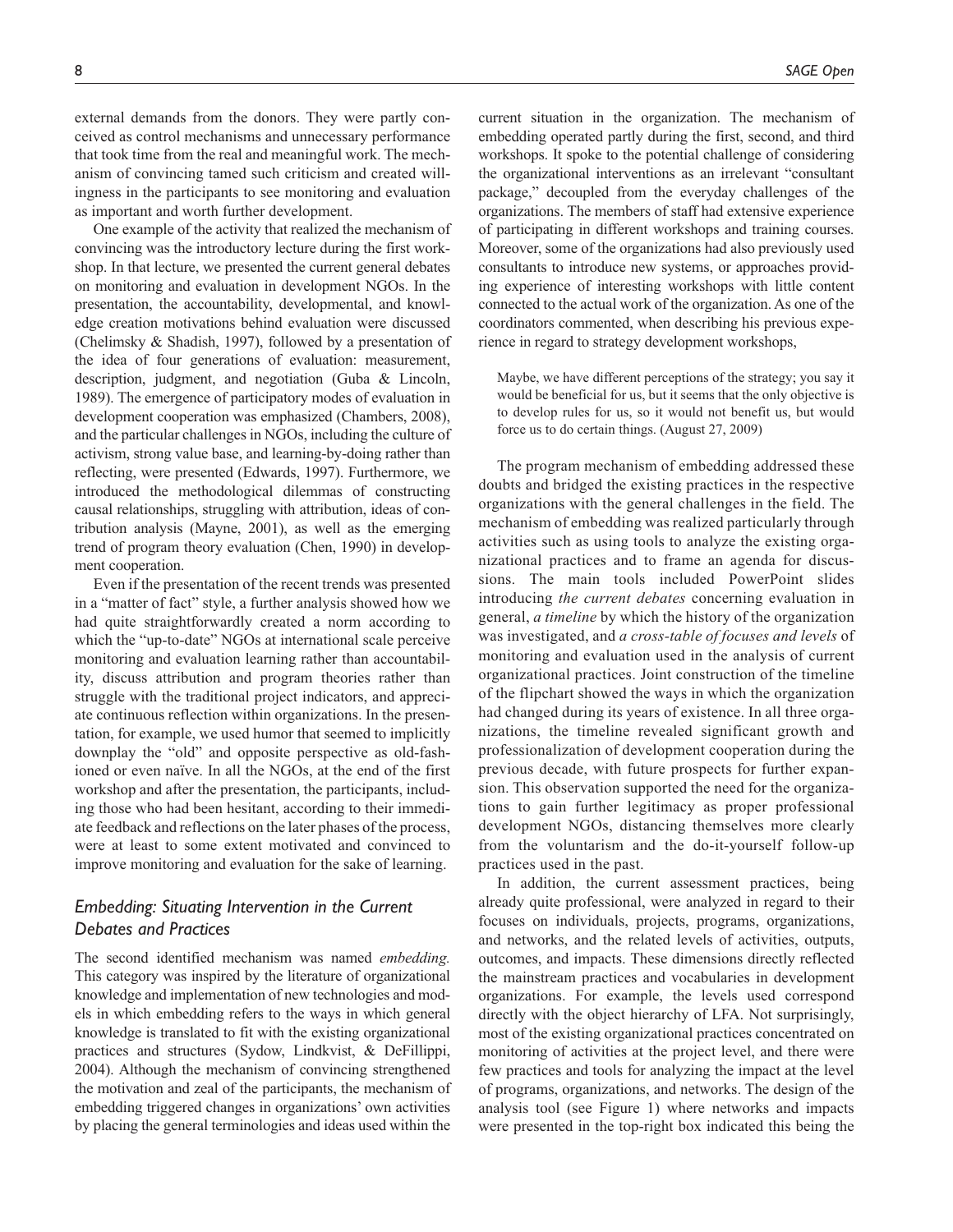external demands from the donors. They were partly conceived as control mechanisms and unnecessary performance that took time from the real and meaningful work. The mechanism of convincing tamed such criticism and created willingness in the participants to see monitoring and evaluation as important and worth further development.

One example of the activity that realized the mechanism of convincing was the introductory lecture during the first workshop. In that lecture, we presented the current general debates on monitoring and evaluation in development NGOs. In the presentation, the accountability, developmental, and knowledge creation motivations behind evaluation were discussed (Chelimsky & Shadish, 1997), followed by a presentation of the idea of four generations of evaluation: measurement, description, judgment, and negotiation (Guba & Lincoln, 1989). The emergence of participatory modes of evaluation in development cooperation was emphasized (Chambers, 2008), and the particular challenges in NGOs, including the culture of activism, strong value base, and learning-by-doing rather than reflecting, were presented (Edwards, 1997). Furthermore, we introduced the methodological dilemmas of constructing causal relationships, struggling with attribution, ideas of contribution analysis (Mayne, 2001), as well as the emerging trend of program theory evaluation (Chen, 1990) in development cooperation.

Even if the presentation of the recent trends was presented in a "matter of fact" style, a further analysis showed how we had quite straightforwardly created a norm according to which the "up-to-date" NGOs at international scale perceive monitoring and evaluation learning rather than accountability, discuss attribution and program theories rather than struggle with the traditional project indicators, and appreciate continuous reflection within organizations. In the presentation, for example, we used humor that seemed to implicitly downplay the "old" and opposite perspective as old-fashioned or even naïve. In all the NGOs, at the end of the first workshop and after the presentation, the participants, including those who had been hesitant, according to their immediate feedback and reflections on the later phases of the process, were at least to some extent motivated and convinced to improve monitoring and evaluation for the sake of learning.

### *Embedding: Situating Intervention in the Current Debates and Practices*

The second identified mechanism was named *embedding.* This category was inspired by the literature of organizational knowledge and implementation of new technologies and models in which embedding refers to the ways in which general knowledge is translated to fit with the existing organizational practices and structures (Sydow, Lindkvist, & DeFillippi, 2004). Although the mechanism of convincing strengthened the motivation and zeal of the participants, the mechanism of embedding triggered changes in organizations' own activities by placing the general terminologies and ideas used within the current situation in the organization. The mechanism of embedding operated partly during the first, second, and third workshops. It spoke to the potential challenge of considering the organizational interventions as an irrelevant "consultant package," decoupled from the everyday challenges of the organizations. The members of staff had extensive experience of participating in different workshops and training courses. Moreover, some of the organizations had also previously used consultants to introduce new systems, or approaches providing experience of interesting workshops with little content connected to the actual work of the organization. As one of the coordinators commented, when describing his previous experience in regard to strategy development workshops,

> Maybe, we have different perceptions of the strategy; you say it would be beneficial for us, but it seems that the only objective is to develop rules for us, so it would not benefit us, but would force us to do certain things. (August 27, 2009)

The program mechanism of embedding addressed these doubts and bridged the existing practices in the respective organizations with the general challenges in the field. The mechanism of embedding was realized particularly through activities such as using tools to analyze the existing organizational practices and to frame an agenda for discussions. The main tools included PowerPoint slides introducing *the current debates* concerning evaluation in general, *a timeline* by which the history of the organization was investigated, and *a cross-table of focuses and levels* of monitoring and evaluation used in the analysis of current organizational practices. Joint construction of the timeline of the flipchart showed the ways in which the organization had changed during its years of existence. In all three organizations, the timeline revealed significant growth and professionalization of development cooperation during the previous decade, with future prospects for further expansion. This observation supported the need for the organizations to gain further legitimacy as proper professional development NGOs, distancing themselves more clearly from the voluntarism and the do-it-yourself follow-up practices used in the past.

In addition, the current assessment practices, being already quite professional, were analyzed in regard to their focuses on individuals, projects, programs, organizations, and networks, and the related levels of activities, outputs, outcomes, and impacts. These dimensions directly reflected the mainstream practices and vocabularies in development organizations. For example, the levels used correspond directly with the object hierarchy of LFA. Not surprisingly, most of the existing organizational practices concentrated on monitoring of activities at the project level, and there were few practices and tools for analyzing the impact at the level of programs, organizations, and networks. The design of the analysis tool (see Figure 1) where networks and impacts were presented in the top-right box indicated this being the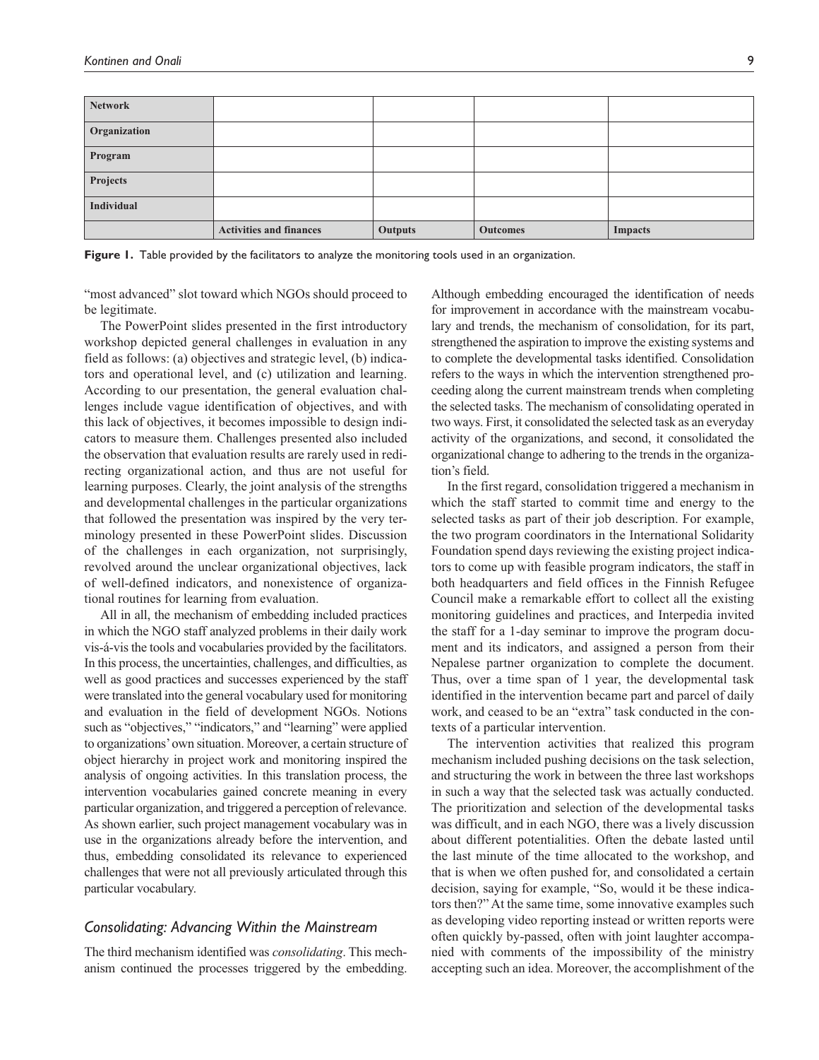| Network | | | | |
|---|---|---|---|---|
| Organization | | | | |
| Program | | | | |
| Projects | | | | |
| Individual | | | | |
| | Activities and finances | Outputs | Outcomes | Impacts |

**Figure 1.** Table provided by the facilitators to analyze the monitoring tools used in an organization.

"most advanced" slot toward which NGOs should proceed to be legitimate.

The PowerPoint slides presented in the first introductory workshop depicted general challenges in evaluation in any field as follows: (a) objectives and strategic level, (b) indicators and operational level, and (c) utilization and learning. According to our presentation, the general evaluation challenges include vague identification of objectives, and with this lack of objectives, it becomes impossible to design indicators to measure them. Challenges presented also included the observation that evaluation results are rarely used in redirecting organizational action, and thus are not useful for learning purposes. Clearly, the joint analysis of the strengths and developmental challenges in the particular organizations that followed the presentation was inspired by the very terminology presented in these PowerPoint slides. Discussion of the challenges in each organization, not surprisingly, revolved around the unclear organizational objectives, lack of well-defined indicators, and nonexistence of organizational routines for learning from evaluation.

All in all, the mechanism of embedding included practices in which the NGO staff analyzed problems in their daily work vis-á-vis the tools and vocabularies provided by the facilitators. In this process, the uncertainties, challenges, and difficulties, as well as good practices and successes experienced by the staff were translated into the general vocabulary used for monitoring and evaluation in the field of development NGOs. Notions such as "objectives," "indicators," and "learning" were applied to organizations' own situation. Moreover, a certain structure of object hierarchy in project work and monitoring inspired the analysis of ongoing activities. In this translation process, the intervention vocabularies gained concrete meaning in every particular organization, and triggered a perception of relevance. As shown earlier, such project management vocabulary was in use in the organizations already before the intervention, and thus, embedding consolidated its relevance to experienced challenges that were not all previously articulated through this particular vocabulary.

### *Consolidating: Advancing Within the Mainstream*

The third mechanism identified was *consolidating*. This mechanism continued the processes triggered by the embedding. Although embedding encouraged the identification of needs for improvement in accordance with the mainstream vocabulary and trends, the mechanism of consolidation, for its part, strengthened the aspiration to improve the existing systems and to complete the developmental tasks identified. Consolidation refers to the ways in which the intervention strengthened proceeding along the current mainstream trends when completing the selected tasks. The mechanism of consolidating operated in two ways. First, it consolidated the selected task as an everyday activity of the organizations, and second, it consolidated the organizational change to adhering to the trends in the organization's field.

In the first regard, consolidation triggered a mechanism in which the staff started to commit time and energy to the selected tasks as part of their job description. For example, the two program coordinators in the International Solidarity Foundation spend days reviewing the existing project indicators to come up with feasible program indicators, the staff in both headquarters and field offices in the Finnish Refugee Council make a remarkable effort to collect all the existing monitoring guidelines and practices, and Interpedia invited the staff for a 1-day seminar to improve the program document and its indicators, and assigned a person from their Nepalese partner organization to complete the document. Thus, over a time span of 1 year, the developmental task identified in the intervention became part and parcel of daily work, and ceased to be an "extra" task conducted in the contexts of a particular intervention.

The intervention activities that realized this program mechanism included pushing decisions on the task selection, and structuring the work in between the three last workshops in such a way that the selected task was actually conducted. The prioritization and selection of the developmental tasks was difficult, and in each NGO, there was a lively discussion about different potentialities. Often the debate lasted until the last minute of the time allocated to the workshop, and that is when we often pushed for, and consolidated a certain decision, saying for example, "So, would it be these indicators then?" At the same time, some innovative examples such as developing video reporting instead or written reports were often quickly by-passed, often with joint laughter accompanied with comments of the impossibility of the ministry accepting such an idea. Moreover, the accomplishment of the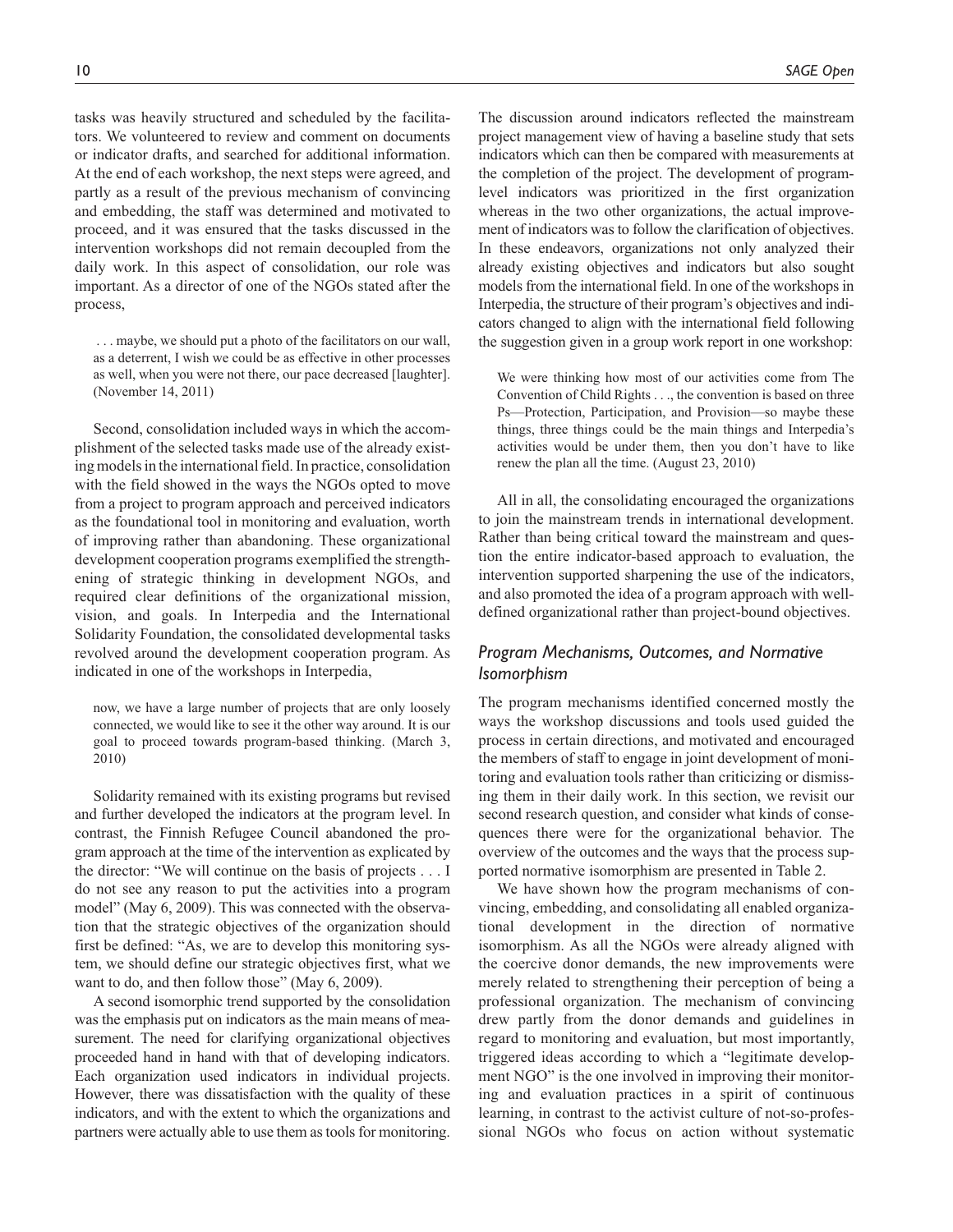tasks was heavily structured and scheduled by the facilitators. We volunteered to review and comment on documents or indicator drafts, and searched for additional information. At the end of each workshop, the next steps were agreed, and partly as a result of the previous mechanism of convincing and embedding, the staff was determined and motivated to proceed, and it was ensured that the tasks discussed in the intervention workshops did not remain decoupled from the daily work. In this aspect of consolidation, our role was important. As a director of one of the NGOs stated after the process,

> . . . maybe, we should put a photo of the facilitators on our wall, as a deterrent, I wish we could be as effective in other processes as well, when you were not there, our pace decreased [laughter]. (November 14, 2011)

Second, consolidation included ways in which the accomplishment of the selected tasks made use of the already existing models in the international field. In practice, consolidation with the field showed in the ways the NGOs opted to move from a project to program approach and perceived indicators as the foundational tool in monitoring and evaluation, worth of improving rather than abandoning. These organizational development cooperation programs exemplified the strengthening of strategic thinking in development NGOs, and required clear definitions of the organizational mission, vision, and goals. In Interpedia and the International Solidarity Foundation, the consolidated developmental tasks revolved around the development cooperation program. As indicated in one of the workshops in Interpedia,

> now, we have a large number of projects that are only loosely connected, we would like to see it the other way around. It is our goal to proceed towards program-based thinking. (March 3, 2010)

Solidarity remained with its existing programs but revised and further developed the indicators at the program level. In contrast, the Finnish Refugee Council abandoned the program approach at the time of the intervention as explicated by the director: "We will continue on the basis of projects . . . I do not see any reason to put the activities into a program model" (May 6, 2009). This was connected with the observation that the strategic objectives of the organization should first be defined: "As, we are to develop this monitoring system, we should define our strategic objectives first, what we want to do, and then follow those" (May 6, 2009).

A second isomorphic trend supported by the consolidation was the emphasis put on indicators as the main means of measurement. The need for clarifying organizational objectives proceeded hand in hand with that of developing indicators. Each organization used indicators in individual projects. However, there was dissatisfaction with the quality of these indicators, and with the extent to which the organizations and partners were actually able to use them as tools for monitoring. The discussion around indicators reflected the mainstream project management view of having a baseline study that sets indicators which can then be compared with measurements at the completion of the project. The development of program-level indicators was prioritized in the first organization whereas in the two other organizations, the actual improvement of indicators was to follow the clarification of objectives. In these endeavors, organizations not only analyzed their already existing objectives and indicators but also sought models from the international field. In one of the workshops in Interpedia, the structure of their program's objectives and indicators changed to align with the international field following the suggestion given in a group work report in one workshop:

> We were thinking how most of our activities come from The Convention of Child Rights . . ., the convention is based on three Ps—Protection, Participation, and Provision—so maybe these things, three things could be the main things and Interpedia's activities would be under them, then you don't have to like renew the plan all the time. (August 23, 2010)

All in all, the consolidating encouraged the organizations to join the mainstream trends in international development. Rather than being critical toward the mainstream and question the entire indicator-based approach to evaluation, the intervention supported sharpening the use of the indicators, and also promoted the idea of a program approach with well-defined organizational rather than project-bound objectives.

## *Program Mechanisms, Outcomes, and Normative Isomorphism*

The program mechanisms identified concerned mostly the ways the workshop discussions and tools used guided the process in certain directions, and motivated and encouraged the members of staff to engage in joint development of monitoring and evaluation tools rather than criticizing or dismissing them in their daily work. In this section, we revisit our second research question, and consider what kinds of consequences there were for the organizational behavior. The overview of the outcomes and the ways that the process supported normative isomorphism are presented in Table 2.

We have shown how the program mechanisms of convincing, embedding, and consolidating all enabled organizational development in the direction of normative isomorphism. As all the NGOs were already aligned with the coercive donor demands, the new improvements were merely related to strengthening their perception of being a professional organization. The mechanism of convincing drew partly from the donor demands and guidelines in regard to monitoring and evaluation, but most importantly, triggered ideas according to which a "legitimate development NGO" is the one involved in improving their monitoring and evaluation practices in a spirit of continuous learning, in contrast to the activist culture of not-so-professional NGOs who focus on action without systematic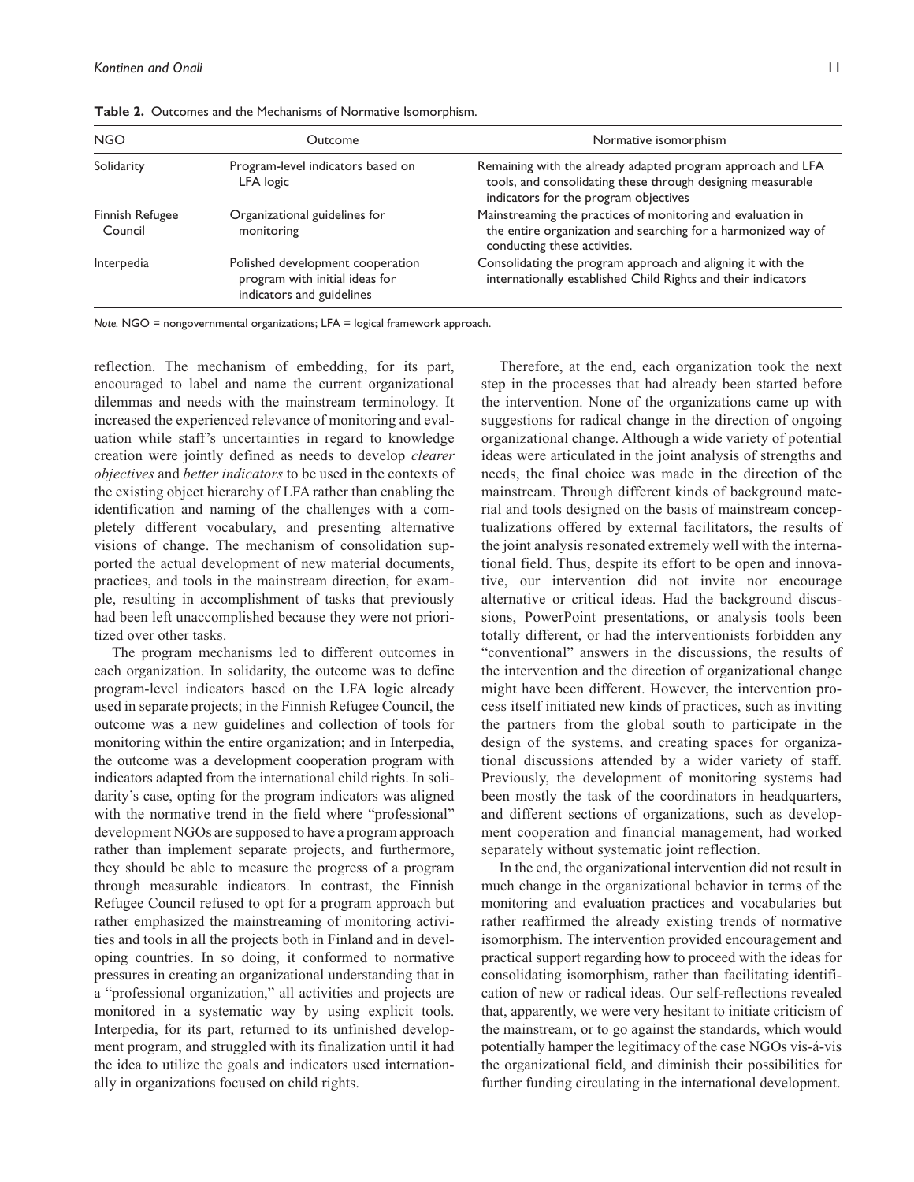**Table 2.** Outcomes and the Mechanisms of Normative Isomorphism.

| NGO | Outcome | Normative isomorphism |
|---|---|---|
| Solidarity | Program-level indicators based on LFA logic | Remaining with the already adapted program approach and LFA tools, and consolidating these through designing measurable indicators for the program objectives |
| Finnish Refugee Council | Organizational guidelines for monitoring | Mainstreaming the practices of monitoring and evaluation in the entire organization and searching for a harmonized way of conducting these activities. |
| Interpedia | Polished development cooperation program with initial ideas for indicators and guidelines | Consolidating the program approach and aligning it with the internationally established Child Rights and their indicators |

*Note.* NGO = nongovernmental organizations; LFA = logical framework approach.

reflection. The mechanism of embedding, for its part, encouraged to label and name the current organizational dilemmas and needs with the mainstream terminology. It increased the experienced relevance of monitoring and evaluation while staff's uncertainties in regard to knowledge creation were jointly defined as needs to develop *clearer objectives* and *better indicators* to be used in the contexts of the existing object hierarchy of LFA rather than enabling the identification and naming of the challenges with a completely different vocabulary, and presenting alternative visions of change. The mechanism of consolidation supported the actual development of new material documents, practices, and tools in the mainstream direction, for example, resulting in accomplishment of tasks that previously had been left unaccomplished because they were not prioritized over other tasks.

The program mechanisms led to different outcomes in each organization. In solidarity, the outcome was to define program-level indicators based on the LFA logic already used in separate projects; in the Finnish Refugee Council, the outcome was a new guidelines and collection of tools for monitoring within the entire organization; and in Interpedia, the outcome was a development cooperation program with indicators adapted from the international child rights. In solidarity's case, opting for the program indicators was aligned with the normative trend in the field where "professional" development NGOs are supposed to have a program approach rather than implement separate projects, and furthermore, they should be able to measure the progress of a program through measurable indicators. In contrast, the Finnish Refugee Council refused to opt for a program approach but rather emphasized the mainstreaming of monitoring activities and tools in all the projects both in Finland and in developing countries. In so doing, it conformed to normative pressures in creating an organizational understanding that in a "professional organization," all activities and projects are monitored in a systematic way by using explicit tools. Interpedia, for its part, returned to its unfinished development program, and struggled with its finalization until it had the idea to utilize the goals and indicators used internationally in organizations focused on child rights.

Therefore, at the end, each organization took the next step in the processes that had already been started before the intervention. None of the organizations came up with suggestions for radical change in the direction of ongoing organizational change. Although a wide variety of potential ideas were articulated in the joint analysis of strengths and needs, the final choice was made in the direction of the mainstream. Through different kinds of background material and tools designed on the basis of mainstream conceptualizations offered by external facilitators, the results of the joint analysis resonated extremely well with the international field. Thus, despite its effort to be open and innovative, our intervention did not invite nor encourage alternative or critical ideas. Had the background discussions, PowerPoint presentations, or analysis tools been totally different, or had the interventionists forbidden any "conventional" answers in the discussions, the results of the intervention and the direction of organizational change might have been different. However, the intervention process itself initiated new kinds of practices, such as inviting the partners from the global south to participate in the design of the systems, and creating spaces for organizational discussions attended by a wider variety of staff. Previously, the development of monitoring systems had been mostly the task of the coordinators in headquarters, and different sections of organizations, such as development cooperation and financial management, had worked separately without systematic joint reflection.

In the end, the organizational intervention did not result in much change in the organizational behavior in terms of the monitoring and evaluation practices and vocabularies but rather reaffirmed the already existing trends of normative isomorphism. The intervention provided encouragement and practical support regarding how to proceed with the ideas for consolidating isomorphism, rather than facilitating identification of new or radical ideas. Our self-reflections revealed that, apparently, we were very hesitant to initiate criticism of the mainstream, or to go against the standards, which would potentially hamper the legitimacy of the case NGOs vis-á-vis the organizational field, and diminish their possibilities for further funding circulating in the international development.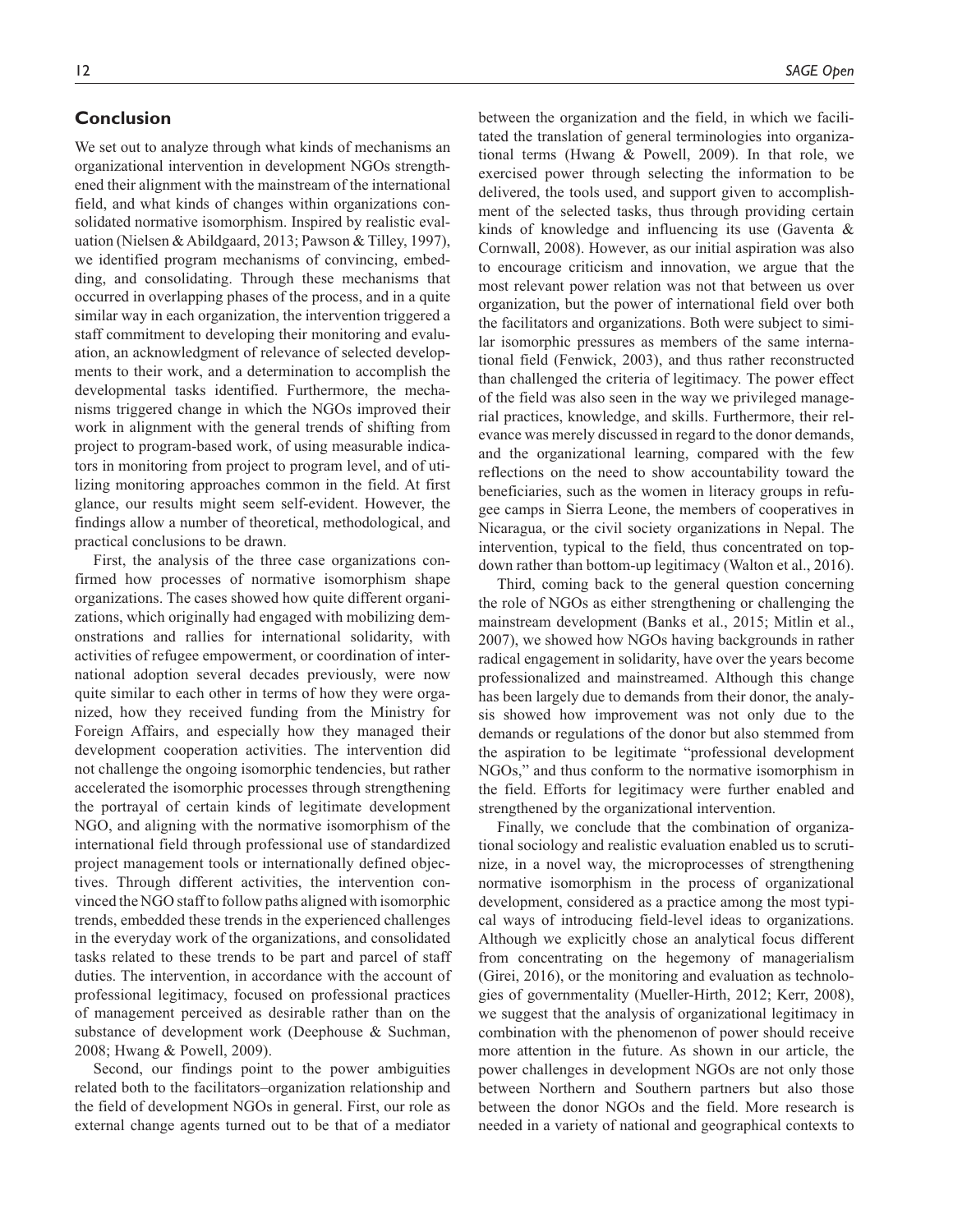## Conclusion

We set out to analyze through what kinds of mechanisms an organizational intervention in development NGOs strengthened their alignment with the mainstream of the international field, and what kinds of changes within organizations consolidated normative isomorphism. Inspired by realistic evaluation (Nielsen & Abildgaard, 2013; Pawson & Tilley, 1997), we identified program mechanisms of convincing, embedding, and consolidating. Through these mechanisms that occurred in overlapping phases of the process, and in a quite similar way in each organization, the intervention triggered a staff commitment to developing their monitoring and evaluation, an acknowledgment of relevance of selected developments to their work, and a determination to accomplish the developmental tasks identified. Furthermore, the mechanisms triggered change in which the NGOs improved their work in alignment with the general trends of shifting from project to program-based work, of using measurable indicators in monitoring from project to program level, and of utilizing monitoring approaches common in the field. At first glance, our results might seem self-evident. However, the findings allow a number of theoretical, methodological, and practical conclusions to be drawn.

First, the analysis of the three case organizations confirmed how processes of normative isomorphism shape organizations. The cases showed how quite different organizations, which originally had engaged with mobilizing demonstrations and rallies for international solidarity, with activities of refugee empowerment, or coordination of international adoption several decades previously, were now quite similar to each other in terms of how they were organized, how they received funding from the Ministry for Foreign Affairs, and especially how they managed their development cooperation activities. The intervention did not challenge the ongoing isomorphic tendencies, but rather accelerated the isomorphic processes through strengthening the portrayal of certain kinds of legitimate development NGO, and aligning with the normative isomorphism of the international field through professional use of standardized project management tools or internationally defined objectives. Through different activities, the intervention convinced the NGO staff to follow paths aligned with isomorphic trends, embedded these trends in the experienced challenges in the everyday work of the organizations, and consolidated tasks related to these trends to be part and parcel of staff duties. The intervention, in accordance with the account of professional legitimacy, focused on professional practices of management perceived as desirable rather than on the substance of development work (Deephouse & Suchman, 2008; Hwang & Powell, 2009).

Second, our findings point to the power ambiguities related both to the facilitators–organization relationship and the field of development NGOs in general. First, our role as external change agents turned out to be that of a mediator between the organization and the field, in which we facilitated the translation of general terminologies into organizational terms (Hwang & Powell, 2009). In that role, we exercised power through selecting the information to be delivered, the tools used, and support given to accomplishment of the selected tasks, thus through providing certain kinds of knowledge and influencing its use (Gaventa & Cornwall, 2008). However, as our initial aspiration was also to encourage criticism and innovation, we argue that the most relevant power relation was not that between us over organization, but the power of international field over both the facilitators and organizations. Both were subject to similar isomorphic pressures as members of the same international field (Fenwick, 2003), and thus rather reconstructed than challenged the criteria of legitimacy. The power effect of the field was also seen in the way we privileged managerial practices, knowledge, and skills. Furthermore, their relevance was merely discussed in regard to the donor demands, and the organizational learning, compared with the few reflections on the need to show accountability toward the beneficiaries, such as the women in literacy groups in refugee camps in Sierra Leone, the members of cooperatives in Nicaragua, or the civil society organizations in Nepal. The intervention, typical to the field, thus concentrated on top-down rather than bottom-up legitimacy (Walton et al., 2016).

Third, coming back to the general question concerning the role of NGOs as either strengthening or challenging the mainstream development (Banks et al., 2015; Mitlin et al., 2007), we showed how NGOs having backgrounds in rather radical engagement in solidarity, have over the years become professionalized and mainstreamed. Although this change has been largely due to demands from their donor, the analysis showed how improvement was not only due to the demands or regulations of the donor but also stemmed from the aspiration to be legitimate "professional development NGOs," and thus conform to the normative isomorphism in the field. Efforts for legitimacy were further enabled and strengthened by the organizational intervention.

Finally, we conclude that the combination of organizational sociology and realistic evaluation enabled us to scrutinize, in a novel way, the microprocesses of strengthening normative isomorphism in the process of organizational development, considered as a practice among the most typical ways of introducing field-level ideas to organizations. Although we explicitly chose an analytical focus different from concentrating on the hegemony of managerialism (Girei, 2016), or the monitoring and evaluation as technologies of governmentality (Mueller-Hirth, 2012; Kerr, 2008), we suggest that the analysis of organizational legitimacy in combination with the phenomenon of power should receive more attention in the future. As shown in our article, the power challenges in development NGOs are not only those between Northern and Southern partners but also those between the donor NGOs and the field. More research is needed in a variety of national and geographical contexts to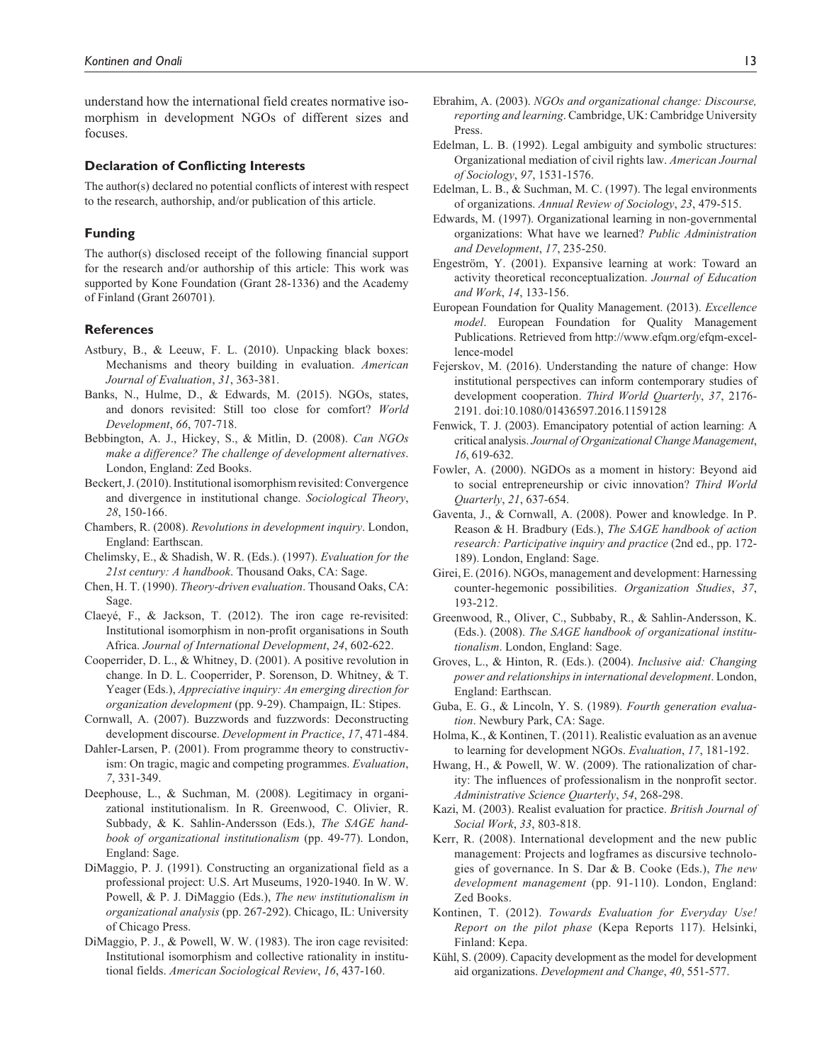understand how the international field creates normative isomorphism in development NGOs of different sizes and focuses.

### Declaration of Conflicting Interests

The author(s) declared no potential conflicts of interest with respect to the research, authorship, and/or publication of this article.

### Funding

The author(s) disclosed receipt of the following financial support for the research and/or authorship of this article: This work was supported by Kone Foundation (Grant 28-1336) and the Academy of Finland (Grant 260701).

### References

Astbury, B., & Leeuw, F. L. (2010). Unpacking black boxes: Mechanisms and theory building in evaluation. *American Journal of Evaluation*, *31*, 363-381.

Banks, N., Hulme, D., & Edwards, M. (2015). NGOs, states, and donors revisited: Still too close for comfort? *World Development*, *66*, 707-718.

Bebbington, A. J., Hickey, S., & Mitlin, D. (2008). *Can NGOs make a difference? The challenge of development alternatives*. London, England: Zed Books.

Beckert, J. (2010). Institutional isomorphism revisited: Convergence and divergence in institutional change. *Sociological Theory*, *28*, 150-166.

Chambers, R. (2008). *Revolutions in development inquiry*. London, England: Earthscan.

Chelimsky, E., & Shadish, W. R. (Eds.). (1997). *Evaluation for the 21st century: A handbook*. Thousand Oaks, CA: Sage.

Chen, H. T. (1990). *Theory-driven evaluation*. Thousand Oaks, CA: Sage.

Claeyé, F., & Jackson, T. (2012). The iron cage re-revisited: Institutional isomorphism in non-profit organisations in South Africa. *Journal of International Development*, *24*, 602-622.

Cooperrider, D. L., & Whitney, D. (2001). A positive revolution in change. In D. L. Cooperrider, P. Sorenson, D. Whitney, & T. Yeager (Eds.), *Appreciative inquiry: An emerging direction for organization development* (pp. 9-29). Champaign, IL: Stipes.

Cornwall, A. (2007). Buzzwords and fuzzwords: Deconstructing development discourse. *Development in Practice*, *17*, 471-484.

Dahler-Larsen, P. (2001). From programme theory to constructivism: On tragic, magic and competing programmes. *Evaluation*, *7*, 331-349.

Deephouse, L., & Suchman, M. (2008). Legitimacy in organizational institutionalism. In R. Greenwood, C. Olivier, R. Subbady, & K. Sahlin-Andersson (Eds.), *The SAGE handbook of organizational institutionalism* (pp. 49-77). London, England: Sage.

DiMaggio, P. J. (1991). Constructing an organizational field as a professional project: U.S. Art Museums, 1920-1940. In W. W. Powell, & P. J. DiMaggio (Eds.), *The new institutionalism in organizational analysis* (pp. 267-292). Chicago, IL: University of Chicago Press.

DiMaggio, P. J., & Powell, W. W. (1983). The iron cage revisited: Institutional isomorphism and collective rationality in institutional fields. *American Sociological Review*, *16*, 437-160.

Ebrahim, A. (2003). *NGOs and organizational change: Discourse, reporting and learning*. Cambridge, UK: Cambridge University Press.

Edelman, L. B. (1992). Legal ambiguity and symbolic structures: Organizational mediation of civil rights law. *American Journal of Sociology*, *97*, 1531-1576.

Edelman, L. B., & Suchman, M. C. (1997). The legal environments of organizations. *Annual Review of Sociology*, *23*, 479-515.

Edwards, M. (1997). Organizational learning in non-governmental organizations: What have we learned? *Public Administration and Development*, *17*, 235-250.

Engeström, Y. (2001). Expansive learning at work: Toward an activity theoretical reconceptualization. *Journal of Education and Work*, *14*, 133-156.

European Foundation for Quality Management. (2013). *Excellence model*. European Foundation for Quality Management Publications. Retrieved from http://www.efqm.org/efqm-excellence-model

Fejerskov, M. (2016). Understanding the nature of change: How institutional perspectives can inform contemporary studies of development cooperation. *Third World Quarterly*, *37*, 2176-2191. doi:10.1080/01436597.2016.1159128

Fenwick, T. J. (2003). Emancipatory potential of action learning: A critical analysis. *Journal of Organizational Change Management*, *16*, 619-632.

Fowler, A. (2000). NGDOs as a moment in history: Beyond aid to social entrepreneurship or civic innovation? *Third World Quarterly*, *21*, 637-654.

Gaventa, J., & Cornwall, A. (2008). Power and knowledge. In P. Reason & H. Bradbury (Eds.), *The SAGE handbook of action research: Participative inquiry and practice* (2nd ed., pp. 172-189). London, England: Sage.

Girei, E. (2016). NGOs, management and development: Harnessing counter-hegemonic possibilities. *Organization Studies*, *37*, 193-212.

Greenwood, R., Oliver, C., Subbaby, R., & Sahlin-Andersson, K. (Eds.). (2008). *The SAGE handbook of organizational institutionalism*. London, England: Sage.

Groves, L., & Hinton, R. (Eds.). (2004). *Inclusive aid: Changing power and relationships in international development*. London, England: Earthscan.

Guba, E. G., & Lincoln, Y. S. (1989). *Fourth generation evaluation*. Newbury Park, CA: Sage.

Holma, K., & Kontinen, T. (2011). Realistic evaluation as an avenue to learning for development NGOs. *Evaluation*, *17*, 181-192.

Hwang, H., & Powell, W. W. (2009). The rationalization of charity: The influences of professionalism in the nonprofit sector. *Administrative Science Quarterly*, *54*, 268-298.

Kazi, M. (2003). Realist evaluation for practice. *British Journal of Social Work*, *33*, 803-818.

Kerr, R. (2008). International development and the new public management: Projects and logframes as discursive technologies of governance. In S. Dar & B. Cooke (Eds.), *The new development management* (pp. 91-110). London, England: Zed Books.

Kontinen, T. (2012). *Towards Evaluation for Everyday Use! Report on the pilot phase* (Kepa Reports 117). Helsinki, Finland: Kepa.

Kühl, S. (2009). Capacity development as the model for development aid organizations. *Development and Change*, *40*, 551-577.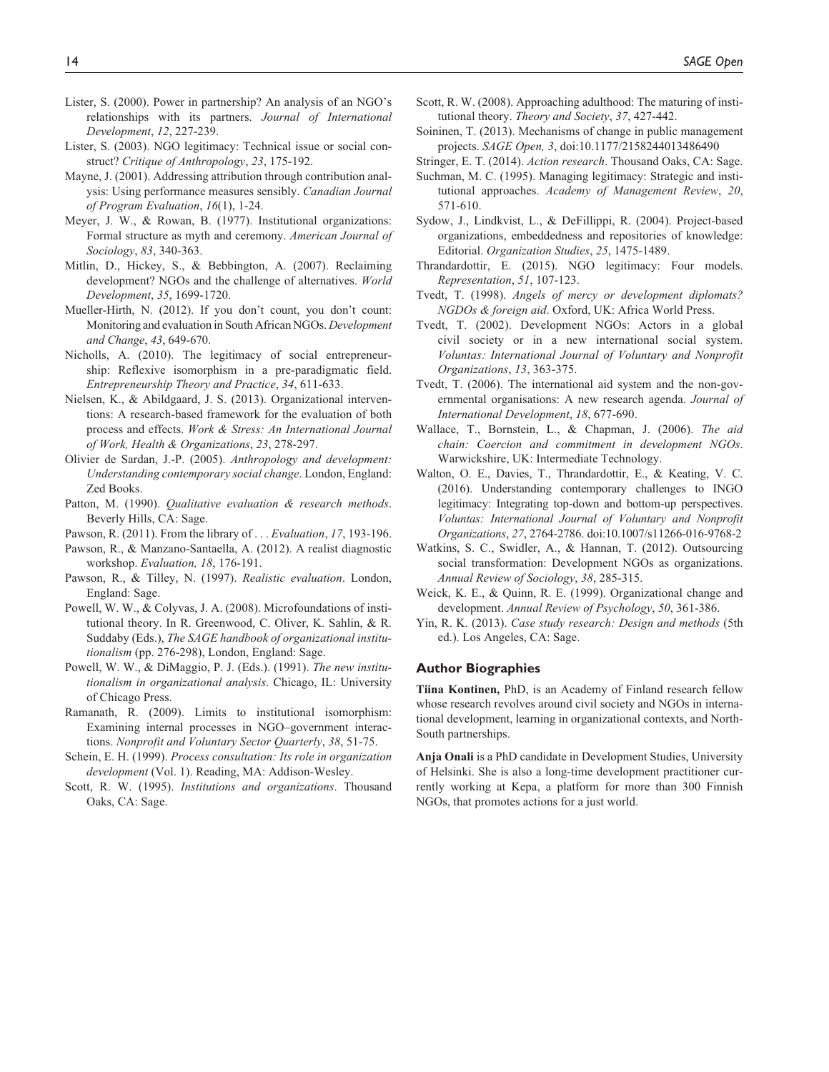Lister, S. (2000). Power in partnership? An analysis of an NGO's relationships with its partners. *Journal of International Development*, *12*, 227-239.

Lister, S. (2003). NGO legitimacy: Technical issue or social construct? *Critique of Anthropology*, *23*, 175-192.

Mayne, J. (2001). Addressing attribution through contribution analysis: Using performance measures sensibly. *Canadian Journal of Program Evaluation*, *16*(1), 1-24.

Meyer, J. W., & Rowan, B. (1977). Institutional organizations: Formal structure as myth and ceremony. *American Journal of Sociology*, *83*, 340-363.

Mitlin, D., Hickey, S., & Bebbington, A. (2007). Reclaiming development? NGOs and the challenge of alternatives. *World Development*, *35*, 1699-1720.

Mueller-Hirth, N. (2012). If you don't count, you don't count: Monitoring and evaluation in South African NGOs. *Development and Change*, *43*, 649-670.

Nicholls, A. (2010). The legitimacy of social entrepreneurship: Reflexive isomorphism in a pre-paradigmatic field. *Entrepreneurship Theory and Practice*, *34*, 611-633.

Nielsen, K., & Abildgaard, J. S. (2013). Organizational interventions: A research-based framework for the evaluation of both process and effects. *Work & Stress: An International Journal of Work, Health & Organizations*, *23*, 278-297.

Olivier de Sardan, J.-P. (2005). *Anthropology and development: Understanding contemporary social change*. London, England: Zed Books.

Patton, M. (1990). *Qualitative evaluation & research methods*. Beverly Hills, CA: Sage.

Pawson, R. (2011). From the library of . . . *Evaluation*, *17*, 193-196.

Pawson, R., & Manzano-Santaella, A. (2012). A realist diagnostic workshop. *Evaluation, 18*, 176-191.

Pawson, R., & Tilley, N. (1997). *Realistic evaluation*. London, England: Sage.

Powell, W. W., & Colyvas, J. A. (2008). Microfoundations of institutional theory. In R. Greenwood, C. Oliver, K. Sahlin, & R. Suddaby (Eds.), *The SAGE handbook of organizational institutionalism* (pp. 276-298), London, England: Sage.

Powell, W. W., & DiMaggio, P. J. (Eds.). (1991). *The new institutionalism in organizational analysis*. Chicago, IL: University of Chicago Press.

Ramanath, R. (2009). Limits to institutional isomorphism: Examining internal processes in NGO–government interactions. *Nonprofit and Voluntary Sector Quarterly*, *38*, 51-75.

Schein, E. H. (1999). *Process consultation: Its role in organization development* (Vol. 1). Reading, MA: Addison-Wesley.

Scott, R. W. (1995). *Institutions and organizations*. Thousand Oaks, CA: Sage.

Scott, R. W. (2008). Approaching adulthood: The maturing of institutional theory. *Theory and Society*, *37*, 427-442.

Soininen, T. (2013). Mechanisms of change in public management projects. *SAGE Open, 3*, doi:10.1177/2158244013486490

Stringer, E. T. (2014). *Action research*. Thousand Oaks, CA: Sage.

Suchman, M. C. (1995). Managing legitimacy: Strategic and institutional approaches. *Academy of Management Review*, *20*, 571-610.

Sydow, J., Lindkvist, L., & DeFillippi, R. (2004). Project-based organizations, embeddedness and repositories of knowledge: Editorial. *Organization Studies*, *25*, 1475-1489.

Thrandardottir, E. (2015). NGO legitimacy: Four models. *Representation*, *51*, 107-123.

Tvedt, T. (1998). *Angels of mercy or development diplomats? NGDOs & foreign aid*. Oxford, UK: Africa World Press.

Tvedt, T. (2002). Development NGOs: Actors in a global civil society or in a new international social system. *Voluntas: International Journal of Voluntary and Nonprofit Organizations*, *13*, 363-375.

Tvedt, T. (2006). The international aid system and the non-governmental organisations: A new research agenda. *Journal of International Development*, *18*, 677-690.

Wallace, T., Bornstein, L., & Chapman, J. (2006). *The aid chain: Coercion and commitment in development NGOs*. Warwickshire, UK: Intermediate Technology.

Walton, O. E., Davies, T., Thrandardottir, E., & Keating, V. C. (2016). Understanding contemporary challenges to INGO legitimacy: Integrating top-down and bottom-up perspectives. *Voluntas: International Journal of Voluntary and Nonprofit Organizations*, *27*, 2764-2786. doi:10.1007/s11266-016-9768-2

Watkins, S. C., Swidler, A., & Hannan, T. (2012). Outsourcing social transformation: Development NGOs as organizations. *Annual Review of Sociology*, *38*, 285-315.

Weick, K. E., & Quinn, R. E. (1999). Organizational change and development. *Annual Review of Psychology*, *50*, 361-386.

Yin, R. K. (2013). *Case study research: Design and methods* (5th ed.). Los Angeles, CA: Sage.

### Author Biographies

**Tiina Kontinen,** PhD, is an Academy of Finland research fellow whose research revolves around civil society and NGOs in international development, learning in organizational contexts, and North-South partnerships.

**Anja Onali** is a PhD candidate in Development Studies, University of Helsinki. She is also a long-time development practitioner currently working at Kepa, a platform for more than 300 Finnish NGOs, that promotes actions for a just world.